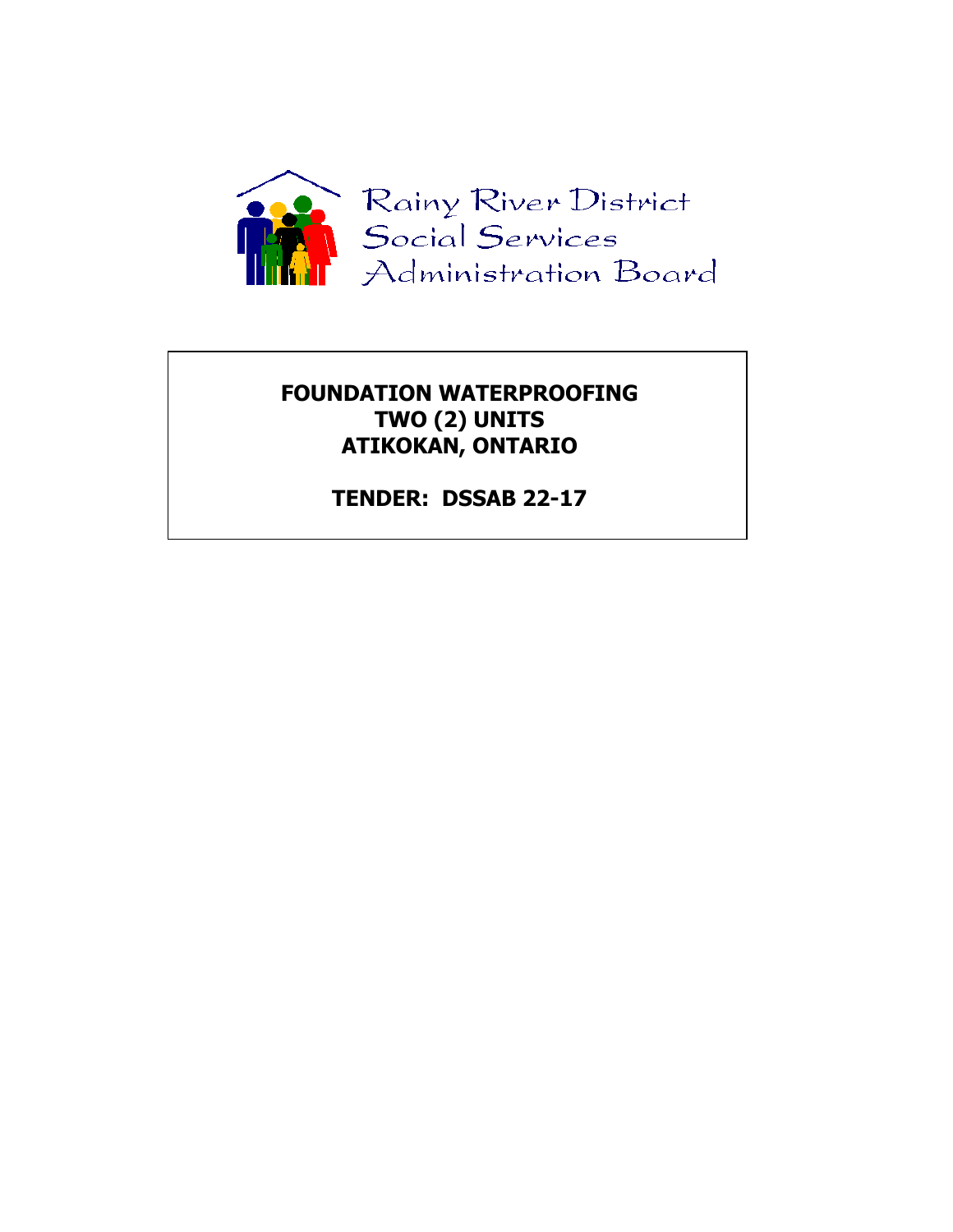Rainy River District
Social Services
Administration Board

# FOUNDATION WATERPROOFING
# TWO (2) UNITS
# ATIKOKAN, ONTARIO

## TENDER: DSSAB 22-17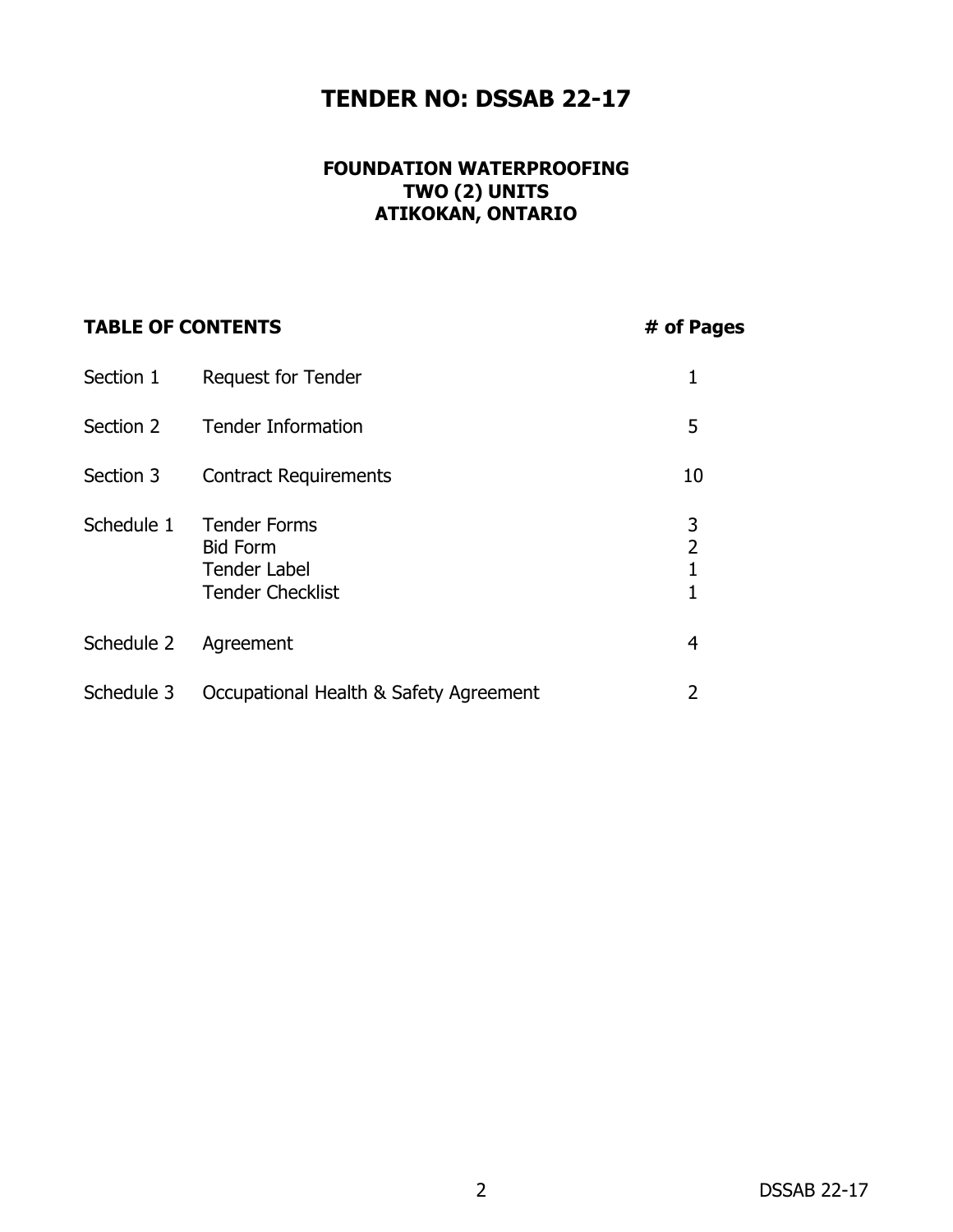# TENDER NO: DSSAB 22-17

### FOUNDATION WATERPROOFING
### TWO (2) UNITS
### ATIKOKAN, ONTARIO

| **TABLE OF CONTENTS** | | **# of Pages** |
|---|---|---|
| Section 1 | Request for Tender | 1 |
| Section 2 | Tender Information | 5 |
| Section 3 | Contract Requirements | 10 |
| Schedule 1 | Tender Forms | 3 |
| | Bid Form | 2 |
| | Tender Label | 1 |
| | Tender Checklist | 1 |
| Schedule 2 | Agreement | 4 |
| Schedule 3 | Occupational Health & Safety Agreement | 2 |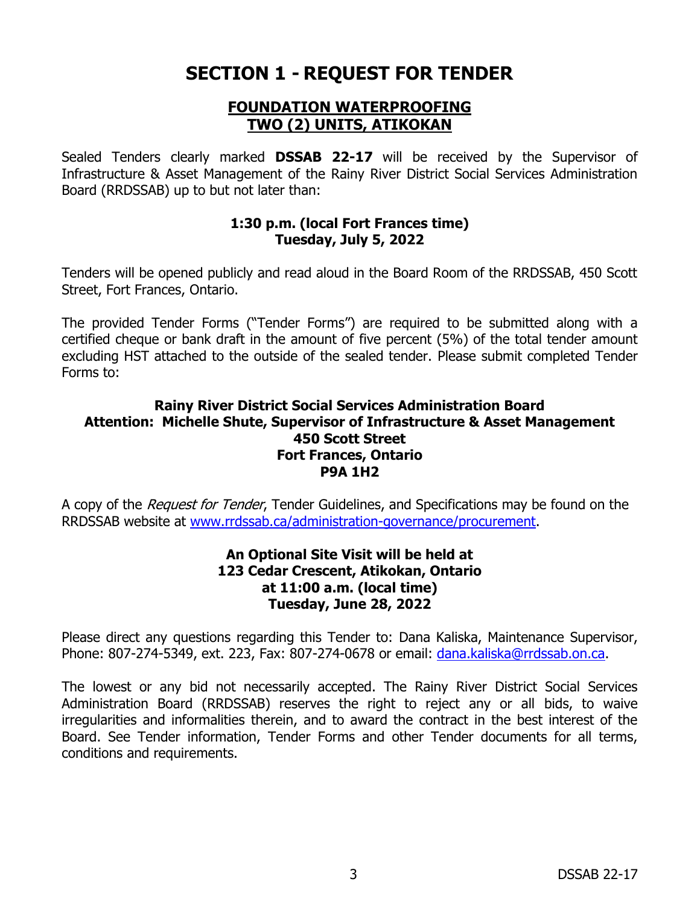# SECTION 1 - REQUEST FOR TENDER

## FOUNDATION WATERPROOFING
## TWO (2) UNITS, ATIKOKAN

Sealed Tenders clearly marked **DSSAB 22-17** will be received by the Supervisor of Infrastructure & Asset Management of the Rainy River District Social Services Administration Board (RRDSSAB) up to but not later than:

**1:30 p.m. (local Fort Frances time)**
**Tuesday, July 5, 2022**

Tenders will be opened publicly and read aloud in the Board Room of the RRDSSAB, 450 Scott Street, Fort Frances, Ontario.

The provided Tender Forms ("Tender Forms") are required to be submitted along with a certified cheque or bank draft in the amount of five percent (5%) of the total tender amount excluding HST attached to the outside of the sealed tender. Please submit completed Tender Forms to:

**Rainy River District Social Services Administration Board**
**Attention: Michelle Shute, Supervisor of Infrastructure & Asset Management**
**450 Scott Street**
**Fort Frances, Ontario**
**P9A 1H2**

A copy of the *Request for Tender*, Tender Guidelines, and Specifications may be found on the RRDSSAB website at www.rrdssab.ca/administration-governance/procurement.

**An Optional Site Visit will be held at**
**123 Cedar Crescent, Atikokan, Ontario**
**at 11:00 a.m. (local time)**
**Tuesday, June 28, 2022**

Please direct any questions regarding this Tender to: Dana Kaliska, Maintenance Supervisor, Phone: 807-274-5349, ext. 223, Fax: 807-274-0678 or email: dana.kaliska@rrdssab.on.ca.

The lowest or any bid not necessarily accepted. The Rainy River District Social Services Administration Board (RRDSSAB) reserves the right to reject any or all bids, to waive irregularities and informalities therein, and to award the contract in the best interest of the Board. See Tender information, Tender Forms and other Tender documents for all terms, conditions and requirements.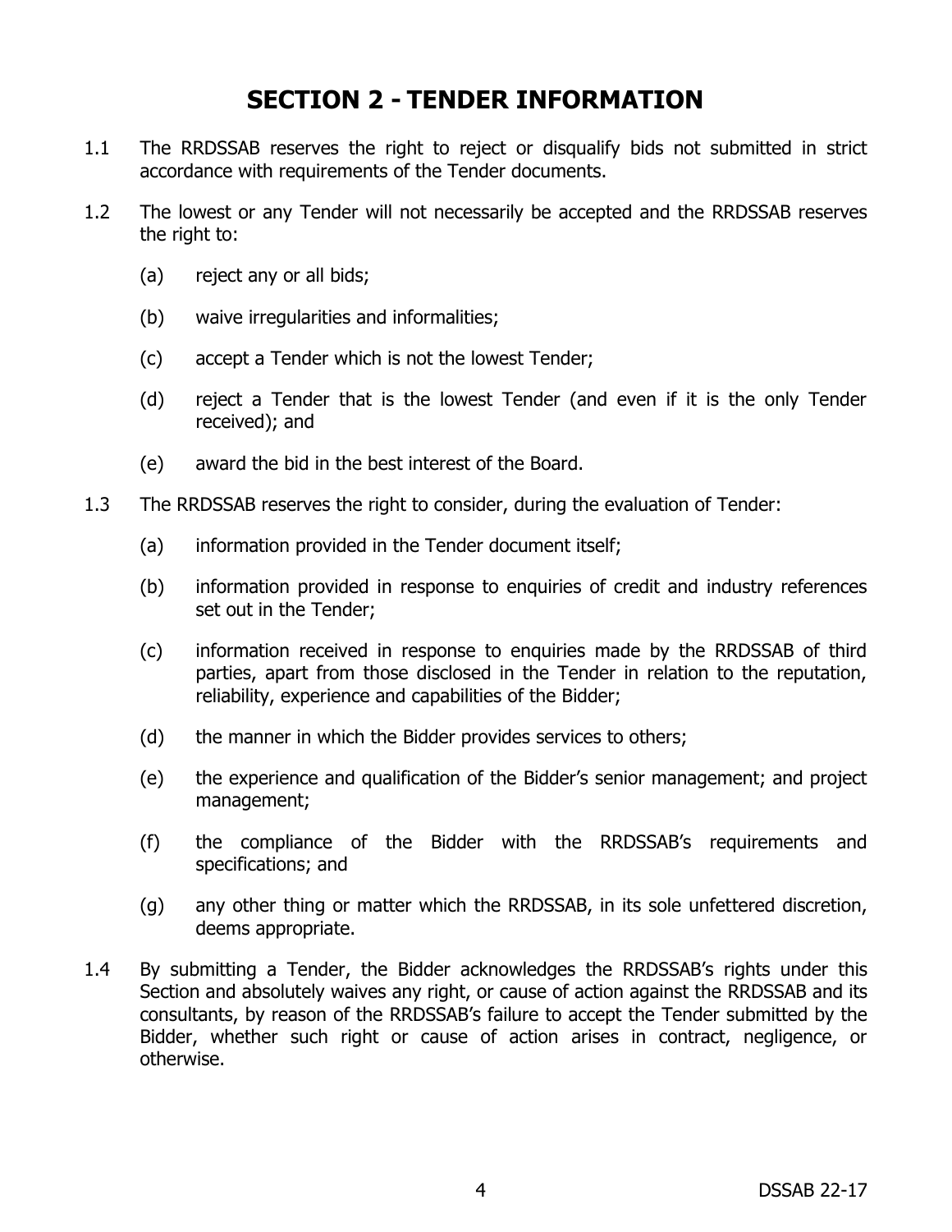# SECTION 2 - TENDER INFORMATION

1.1 The RRDSSAB reserves the right to reject or disqualify bids not submitted in strict accordance with requirements of the Tender documents.

1.2 The lowest or any Tender will not necessarily be accepted and the RRDSSAB reserves the right to:

   (a) reject any or all bids;

   (b) waive irregularities and informalities;

   (c) accept a Tender which is not the lowest Tender;

   (d) reject a Tender that is the lowest Tender (and even if it is the only Tender received); and

   (e) award the bid in the best interest of the Board.

1.3 The RRDSSAB reserves the right to consider, during the evaluation of Tender:

   (a) information provided in the Tender document itself;

   (b) information provided in response to enquiries of credit and industry references set out in the Tender;

   (c) information received in response to enquiries made by the RRDSSAB of third parties, apart from those disclosed in the Tender in relation to the reputation, reliability, experience and capabilities of the Bidder;

   (d) the manner in which the Bidder provides services to others;

   (e) the experience and qualification of the Bidder's senior management; and project management;

   (f) the compliance of the Bidder with the RRDSSAB's requirements and specifications; and

   (g) any other thing or matter which the RRDSSAB, in its sole unfettered discretion, deems appropriate.

1.4 By submitting a Tender, the Bidder acknowledges the RRDSSAB's rights under this Section and absolutely waives any right, or cause of action against the RRDSSAB and its consultants, by reason of the RRDSSAB's failure to accept the Tender submitted by the Bidder, whether such right or cause of action arises in contract, negligence, or otherwise.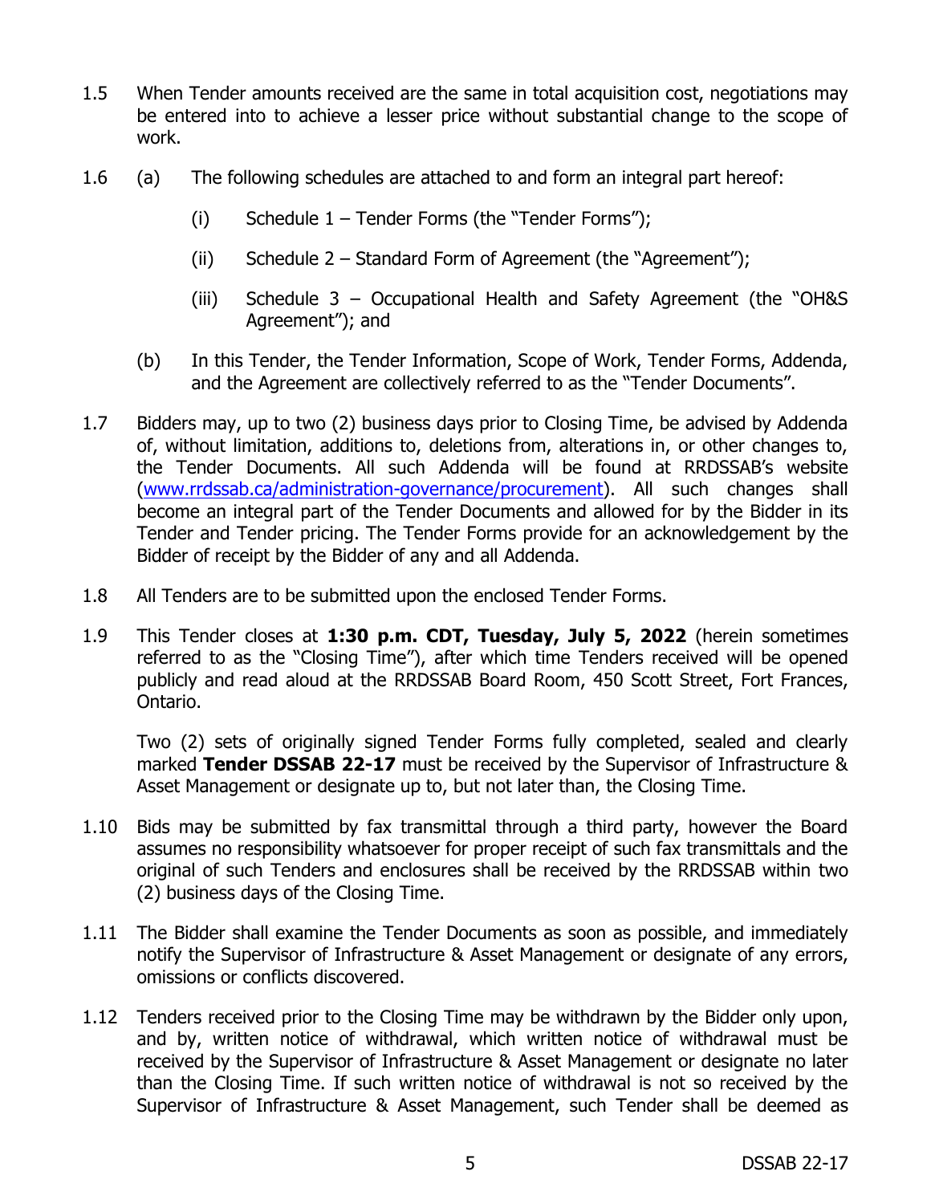1.5 When Tender amounts received are the same in total acquisition cost, negotiations may be entered into to achieve a lesser price without substantial change to the scope of work.

1.6 (a) The following schedules are attached to and form an integral part hereof:

(i) Schedule 1 – Tender Forms (the "Tender Forms");

(ii) Schedule 2 – Standard Form of Agreement (the "Agreement");

(iii) Schedule 3 – Occupational Health and Safety Agreement (the "OH&S Agreement"); and

(b) In this Tender, the Tender Information, Scope of Work, Tender Forms, Addenda, and the Agreement are collectively referred to as the "Tender Documents".

1.7 Bidders may, up to two (2) business days prior to Closing Time, be advised by Addenda of, without limitation, additions to, deletions from, alterations in, or other changes to, the Tender Documents. All such Addenda will be found at RRDSSAB's website (www.rrdssab.ca/administration-governance/procurement). All such changes shall become an integral part of the Tender Documents and allowed for by the Bidder in its Tender and Tender pricing. The Tender Forms provide for an acknowledgement by the Bidder of receipt by the Bidder of any and all Addenda.

1.8 All Tenders are to be submitted upon the enclosed Tender Forms.

1.9 This Tender closes at **1:30 p.m. CDT, Tuesday, July 5, 2022** (herein sometimes referred to as the "Closing Time"), after which time Tenders received will be opened publicly and read aloud at the RRDSSAB Board Room, 450 Scott Street, Fort Frances, Ontario.

Two (2) sets of originally signed Tender Forms fully completed, sealed and clearly marked **Tender DSSAB 22-17** must be received by the Supervisor of Infrastructure & Asset Management or designate up to, but not later than, the Closing Time.

1.10 Bids may be submitted by fax transmittal through a third party, however the Board assumes no responsibility whatsoever for proper receipt of such fax transmittals and the original of such Tenders and enclosures shall be received by the RRDSSAB within two (2) business days of the Closing Time.

1.11 The Bidder shall examine the Tender Documents as soon as possible, and immediately notify the Supervisor of Infrastructure & Asset Management or designate of any errors, omissions or conflicts discovered.

1.12 Tenders received prior to the Closing Time may be withdrawn by the Bidder only upon, and by, written notice of withdrawal, which written notice of withdrawal must be received by the Supervisor of Infrastructure & Asset Management or designate no later than the Closing Time. If such written notice of withdrawal is not so received by the Supervisor of Infrastructure & Asset Management, such Tender shall be deemed as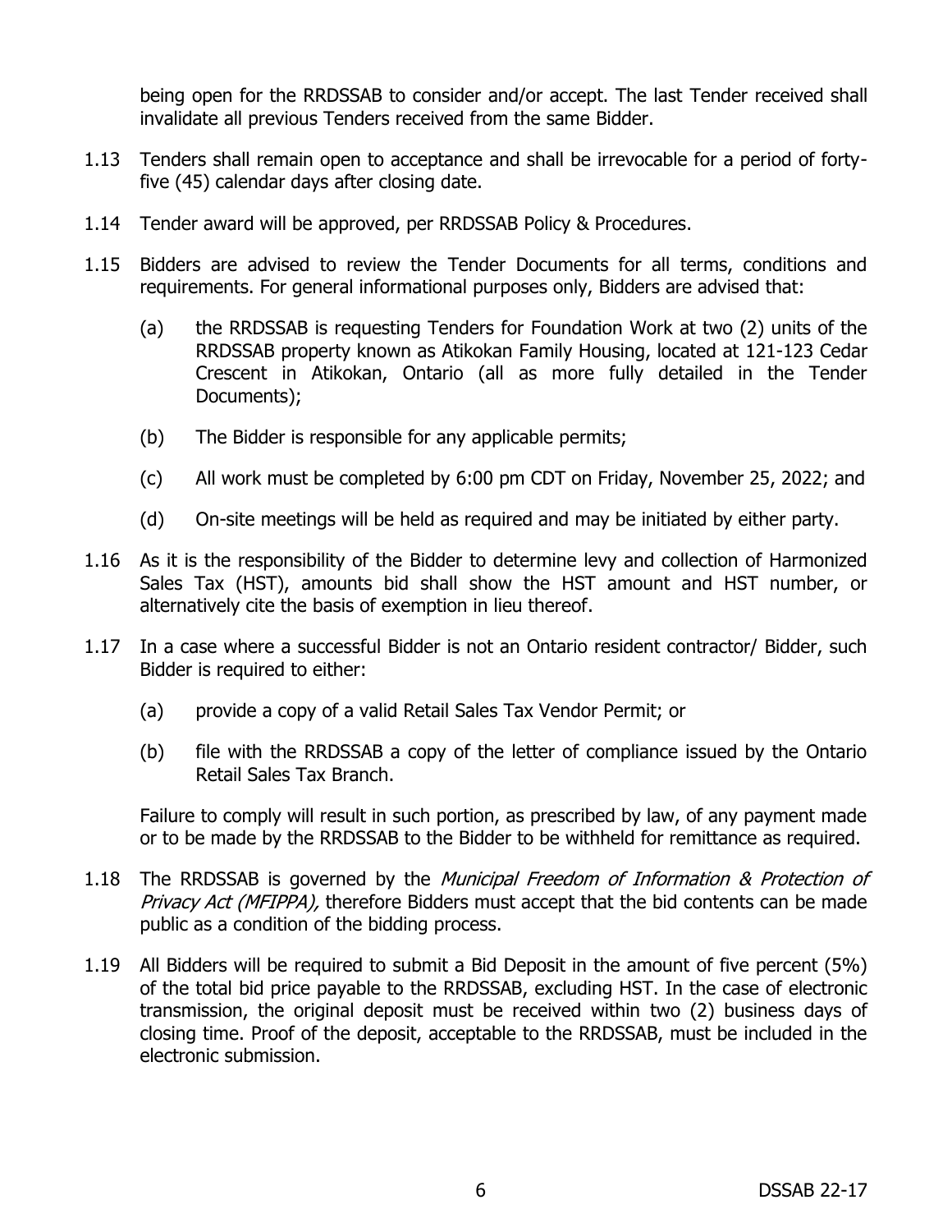being open for the RRDSSAB to consider and/or accept. The last Tender received shall invalidate all previous Tenders received from the same Bidder.

1.13 Tenders shall remain open to acceptance and shall be irrevocable for a period of forty-five (45) calendar days after closing date.

1.14 Tender award will be approved, per RRDSSAB Policy & Procedures.

1.15 Bidders are advised to review the Tender Documents for all terms, conditions and requirements. For general informational purposes only, Bidders are advised that:

   (a) the RRDSSAB is requesting Tenders for Foundation Work at two (2) units of the RRDSSAB property known as Atikokan Family Housing, located at 121-123 Cedar Crescent in Atikokan, Ontario (all as more fully detailed in the Tender Documents);

   (b) The Bidder is responsible for any applicable permits;

   (c) All work must be completed by 6:00 pm CDT on Friday, November 25, 2022; and

   (d) On-site meetings will be held as required and may be initiated by either party.

1.16 As it is the responsibility of the Bidder to determine levy and collection of Harmonized Sales Tax (HST), amounts bid shall show the HST amount and HST number, or alternatively cite the basis of exemption in lieu thereof.

1.17 In a case where a successful Bidder is not an Ontario resident contractor/ Bidder, such Bidder is required to either:

   (a) provide a copy of a valid Retail Sales Tax Vendor Permit; or

   (b) file with the RRDSSAB a copy of the letter of compliance issued by the Ontario Retail Sales Tax Branch.

   Failure to comply will result in such portion, as prescribed by law, of any payment made or to be made by the RRDSSAB to the Bidder to be withheld for remittance as required.

1.18 The RRDSSAB is governed by the *Municipal Freedom of Information & Protection of Privacy Act (MFIPPA),* therefore Bidders must accept that the bid contents can be made public as a condition of the bidding process.

1.19 All Bidders will be required to submit a Bid Deposit in the amount of five percent (5%) of the total bid price payable to the RRDSSAB, excluding HST. In the case of electronic transmission, the original deposit must be received within two (2) business days of closing time. Proof of the deposit, acceptable to the RRDSSAB, must be included in the electronic submission.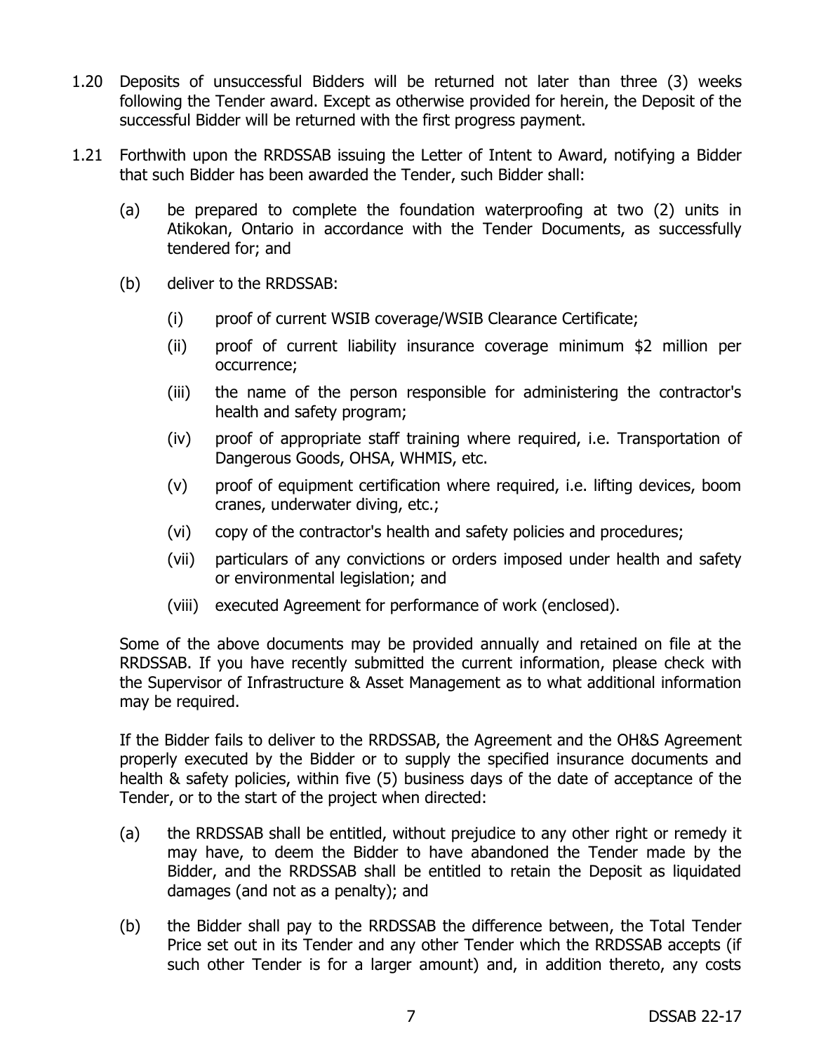1.20 Deposits of unsuccessful Bidders will be returned not later than three (3) weeks following the Tender award. Except as otherwise provided for herein, the Deposit of the successful Bidder will be returned with the first progress payment.

1.21 Forthwith upon the RRDSSAB issuing the Letter of Intent to Award, notifying a Bidder that such Bidder has been awarded the Tender, such Bidder shall:

(a) be prepared to complete the foundation waterproofing at two (2) units in Atikokan, Ontario in accordance with the Tender Documents, as successfully tendered for; and

(b) deliver to the RRDSSAB:

(i) proof of current WSIB coverage/WSIB Clearance Certificate;

(ii) proof of current liability insurance coverage minimum $2 million per occurrence;

(iii) the name of the person responsible for administering the contractor's health and safety program;

(iv) proof of appropriate staff training where required, i.e. Transportation of Dangerous Goods, OHSA, WHMIS, etc.

(v) proof of equipment certification where required, i.e. lifting devices, boom cranes, underwater diving, etc.;

(vi) copy of the contractor's health and safety policies and procedures;

(vii) particulars of any convictions or orders imposed under health and safety or environmental legislation; and

(viii) executed Agreement for performance of work (enclosed).

Some of the above documents may be provided annually and retained on file at the RRDSSAB. If you have recently submitted the current information, please check with the Supervisor of Infrastructure & Asset Management as to what additional information may be required.

If the Bidder fails to deliver to the RRDSSAB, the Agreement and the OH&S Agreement properly executed by the Bidder or to supply the specified insurance documents and health & safety policies, within five (5) business days of the date of acceptance of the Tender, or to the start of the project when directed:

(a) the RRDSSAB shall be entitled, without prejudice to any other right or remedy it may have, to deem the Bidder to have abandoned the Tender made by the Bidder, and the RRDSSAB shall be entitled to retain the Deposit as liquidated damages (and not as a penalty); and

(b) the Bidder shall pay to the RRDSSAB the difference between, the Total Tender Price set out in its Tender and any other Tender which the RRDSSAB accepts (if such other Tender is for a larger amount) and, in addition thereto, any costs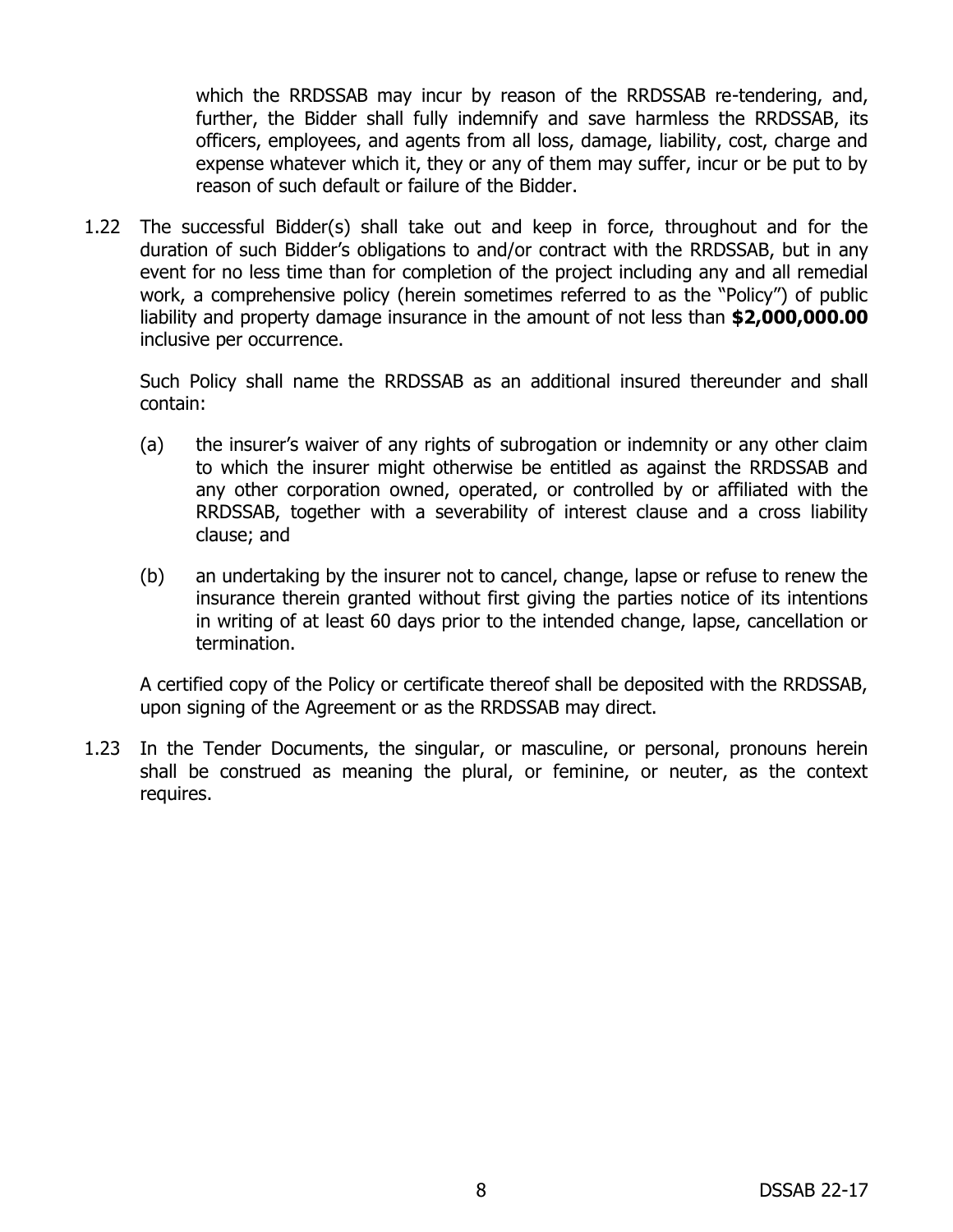which the RRDSSAB may incur by reason of the RRDSSAB re-tendering, and, further, the Bidder shall fully indemnify and save harmless the RRDSSAB, its officers, employees, and agents from all loss, damage, liability, cost, charge and expense whatever which it, they or any of them may suffer, incur or be put to by reason of such default or failure of the Bidder.

1.22 The successful Bidder(s) shall take out and keep in force, throughout and for the duration of such Bidder's obligations to and/or contract with the RRDSSAB, but in any event for no less time than for completion of the project including any and all remedial work, a comprehensive policy (herein sometimes referred to as the "Policy") of public liability and property damage insurance in the amount of not less than **$2,000,000.00** inclusive per occurrence.

Such Policy shall name the RRDSSAB as an additional insured thereunder and shall contain:

(a) the insurer's waiver of any rights of subrogation or indemnity or any other claim to which the insurer might otherwise be entitled as against the RRDSSAB and any other corporation owned, operated, or controlled by or affiliated with the RRDSSAB, together with a severability of interest clause and a cross liability clause; and

(b) an undertaking by the insurer not to cancel, change, lapse or refuse to renew the insurance therein granted without first giving the parties notice of its intentions in writing of at least 60 days prior to the intended change, lapse, cancellation or termination.

A certified copy of the Policy or certificate thereof shall be deposited with the RRDSSAB, upon signing of the Agreement or as the RRDSSAB may direct.

1.23 In the Tender Documents, the singular, or masculine, or personal, pronouns herein shall be construed as meaning the plural, or feminine, or neuter, as the context requires.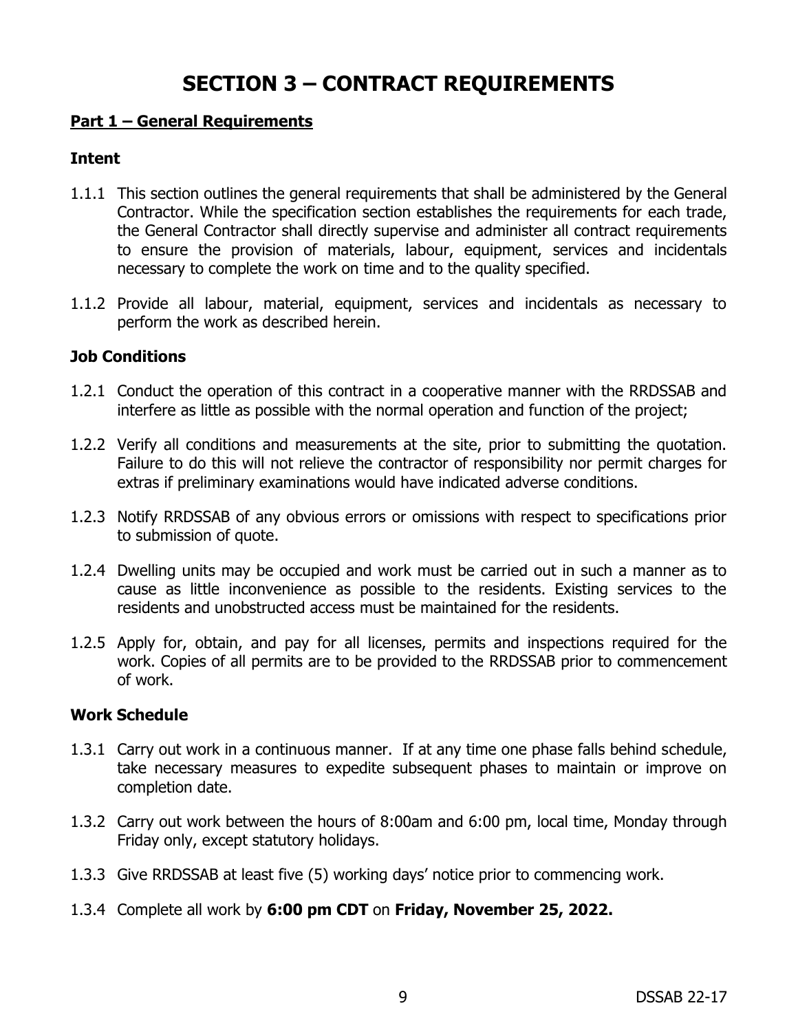# SECTION 3 – CONTRACT REQUIREMENTS

## Part 1 – General Requirements

### Intent

1.1.1 This section outlines the general requirements that shall be administered by the General Contractor. While the specification section establishes the requirements for each trade, the General Contractor shall directly supervise and administer all contract requirements to ensure the provision of materials, labour, equipment, services and incidentals necessary to complete the work on time and to the quality specified.

1.1.2 Provide all labour, material, equipment, services and incidentals as necessary to perform the work as described herein.

### Job Conditions

1.2.1 Conduct the operation of this contract in a cooperative manner with the RRDSSAB and interfere as little as possible with the normal operation and function of the project;

1.2.2 Verify all conditions and measurements at the site, prior to submitting the quotation. Failure to do this will not relieve the contractor of responsibility nor permit charges for extras if preliminary examinations would have indicated adverse conditions.

1.2.3 Notify RRDSSAB of any obvious errors or omissions with respect to specifications prior to submission of quote.

1.2.4 Dwelling units may be occupied and work must be carried out in such a manner as to cause as little inconvenience as possible to the residents. Existing services to the residents and unobstructed access must be maintained for the residents.

1.2.5 Apply for, obtain, and pay for all licenses, permits and inspections required for the work. Copies of all permits are to be provided to the RRDSSAB prior to commencement of work.

### Work Schedule

1.3.1 Carry out work in a continuous manner. If at any time one phase falls behind schedule, take necessary measures to expedite subsequent phases to maintain or improve on completion date.

1.3.2 Carry out work between the hours of 8:00am and 6:00 pm, local time, Monday through Friday only, except statutory holidays.

1.3.3 Give RRDSSAB at least five (5) working days' notice prior to commencing work.

1.3.4 Complete all work by **6:00 pm CDT** on **Friday, November 25, 2022.**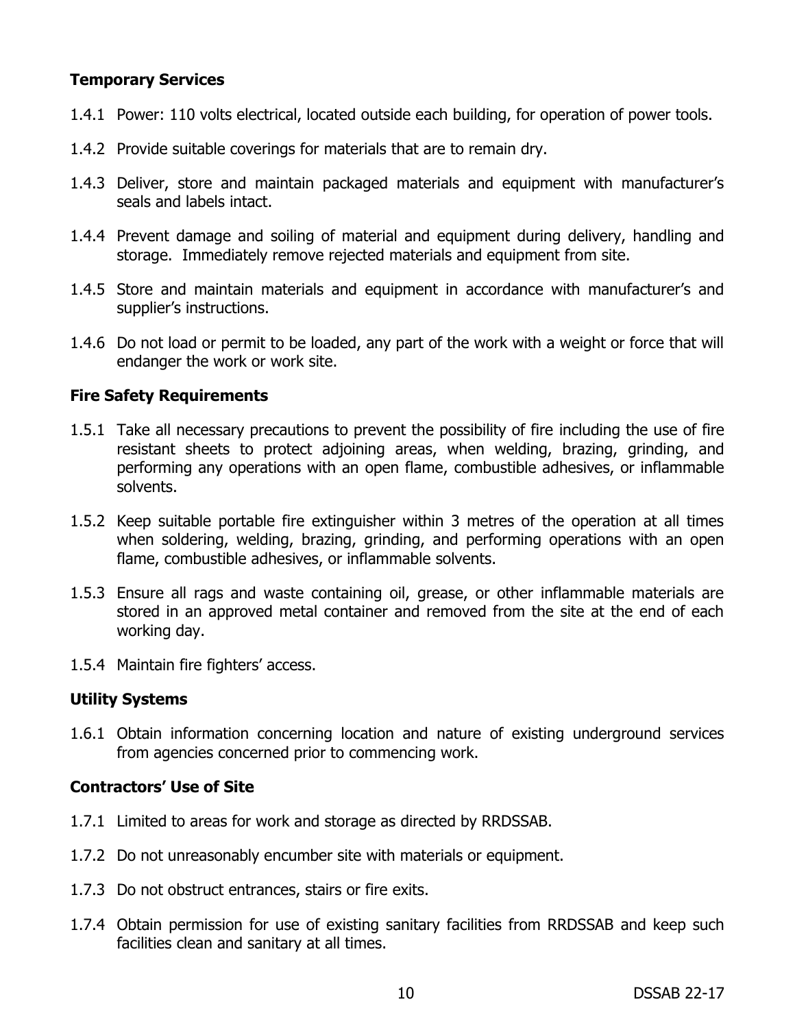**Temporary Services**

1.4.1 Power: 110 volts electrical, located outside each building, for operation of power tools.

1.4.2 Provide suitable coverings for materials that are to remain dry.

1.4.3 Deliver, store and maintain packaged materials and equipment with manufacturer's seals and labels intact.

1.4.4 Prevent damage and soiling of material and equipment during delivery, handling and storage. Immediately remove rejected materials and equipment from site.

1.4.5 Store and maintain materials and equipment in accordance with manufacturer's and supplier's instructions.

1.4.6 Do not load or permit to be loaded, any part of the work with a weight or force that will endanger the work or work site.

**Fire Safety Requirements**

1.5.1 Take all necessary precautions to prevent the possibility of fire including the use of fire resistant sheets to protect adjoining areas, when welding, brazing, grinding, and performing any operations with an open flame, combustible adhesives, or inflammable solvents.

1.5.2 Keep suitable portable fire extinguisher within 3 metres of the operation at all times when soldering, welding, brazing, grinding, and performing operations with an open flame, combustible adhesives, or inflammable solvents.

1.5.3 Ensure all rags and waste containing oil, grease, or other inflammable materials are stored in an approved metal container and removed from the site at the end of each working day.

1.5.4 Maintain fire fighters' access.

**Utility Systems**

1.6.1 Obtain information concerning location and nature of existing underground services from agencies concerned prior to commencing work.

**Contractors' Use of Site**

1.7.1 Limited to areas for work and storage as directed by RRDSSAB.

1.7.2 Do not unreasonably encumber site with materials or equipment.

1.7.3 Do not obstruct entrances, stairs or fire exits.

1.7.4 Obtain permission for use of existing sanitary facilities from RRDSSAB and keep such facilities clean and sanitary at all times.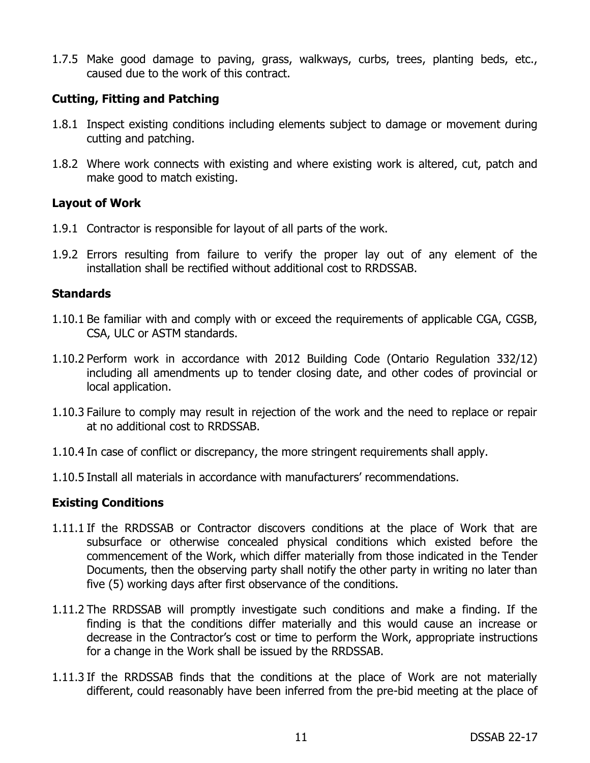1.7.5 Make good damage to paving, grass, walkways, curbs, trees, planting beds, etc., caused due to the work of this contract.

**Cutting, Fitting and Patching**

1.8.1 Inspect existing conditions including elements subject to damage or movement during cutting and patching.

1.8.2 Where work connects with existing and where existing work is altered, cut, patch and make good to match existing.

**Layout of Work**

1.9.1 Contractor is responsible for layout of all parts of the work.

1.9.2 Errors resulting from failure to verify the proper lay out of any element of the installation shall be rectified without additional cost to RRDSSAB.

**Standards**

1.10.1 Be familiar with and comply with or exceed the requirements of applicable CGA, CGSB, CSA, ULC or ASTM standards.

1.10.2 Perform work in accordance with 2012 Building Code (Ontario Regulation 332/12) including all amendments up to tender closing date, and other codes of provincial or local application.

1.10.3 Failure to comply may result in rejection of the work and the need to replace or repair at no additional cost to RRDSSAB.

1.10.4 In case of conflict or discrepancy, the more stringent requirements shall apply.

1.10.5 Install all materials in accordance with manufacturers' recommendations.

**Existing Conditions**

1.11.1 If the RRDSSAB or Contractor discovers conditions at the place of Work that are subsurface or otherwise concealed physical conditions which existed before the commencement of the Work, which differ materially from those indicated in the Tender Documents, then the observing party shall notify the other party in writing no later than five (5) working days after first observance of the conditions.

1.11.2 The RRDSSAB will promptly investigate such conditions and make a finding. If the finding is that the conditions differ materially and this would cause an increase or decrease in the Contractor's cost or time to perform the Work, appropriate instructions for a change in the Work shall be issued by the RRDSSAB.

1.11.3 If the RRDSSAB finds that the conditions at the place of Work are not materially different, could reasonably have been inferred from the pre-bid meeting at the place of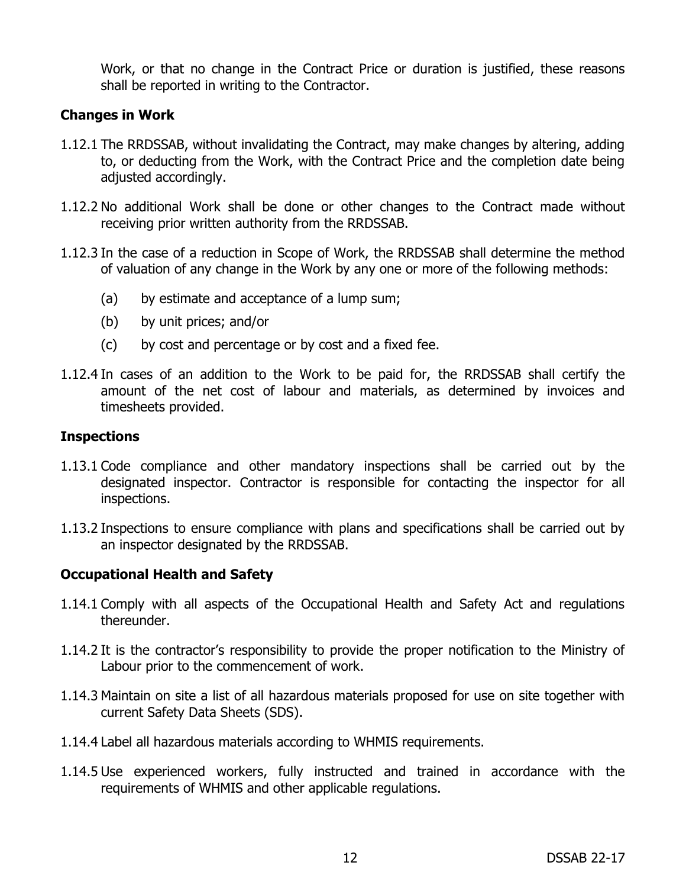Work, or that no change in the Contract Price or duration is justified, these reasons shall be reported in writing to the Contractor.

**Changes in Work**

1.12.1 The RRDSSAB, without invalidating the Contract, may make changes by altering, adding to, or deducting from the Work, with the Contract Price and the completion date being adjusted accordingly.

1.12.2 No additional Work shall be done or other changes to the Contract made without receiving prior written authority from the RRDSSAB.

1.12.3 In the case of a reduction in Scope of Work, the RRDSSAB shall determine the method of valuation of any change in the Work by any one or more of the following methods:

(a) by estimate and acceptance of a lump sum;

(b) by unit prices; and/or

(c) by cost and percentage or by cost and a fixed fee.

1.12.4 In cases of an addition to the Work to be paid for, the RRDSSAB shall certify the amount of the net cost of labour and materials, as determined by invoices and timesheets provided.

**Inspections**

1.13.1 Code compliance and other mandatory inspections shall be carried out by the designated inspector. Contractor is responsible for contacting the inspector for all inspections.

1.13.2 Inspections to ensure compliance with plans and specifications shall be carried out by an inspector designated by the RRDSSAB.

**Occupational Health and Safety**

1.14.1 Comply with all aspects of the Occupational Health and Safety Act and regulations thereunder.

1.14.2 It is the contractor's responsibility to provide the proper notification to the Ministry of Labour prior to the commencement of work.

1.14.3 Maintain on site a list of all hazardous materials proposed for use on site together with current Safety Data Sheets (SDS).

1.14.4 Label all hazardous materials according to WHMIS requirements.

1.14.5 Use experienced workers, fully instructed and trained in accordance with the requirements of WHMIS and other applicable regulations.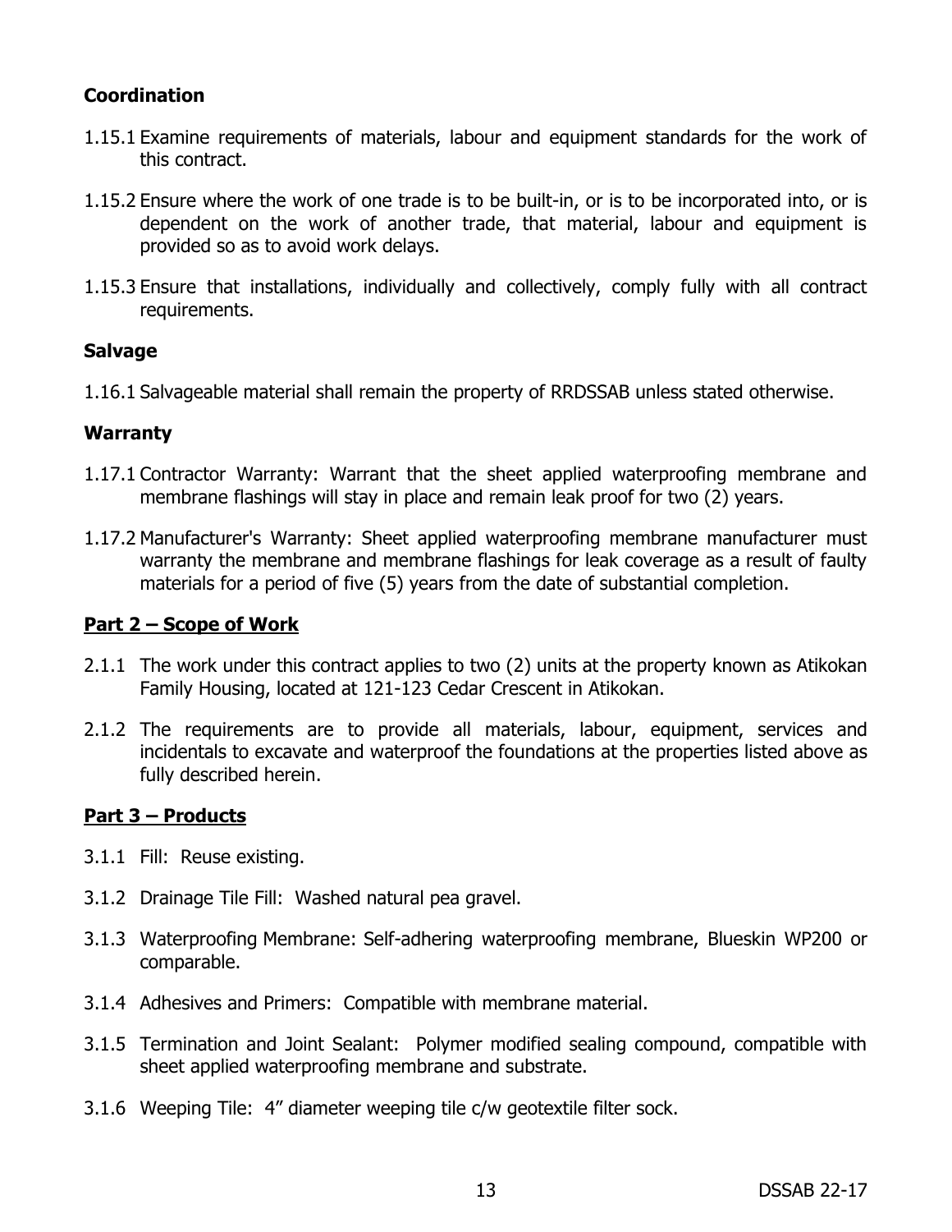### Coordination

1.15.1 Examine requirements of materials, labour and equipment standards for the work of this contract.

1.15.2 Ensure where the work of one trade is to be built-in, or is to be incorporated into, or is dependent on the work of another trade, that material, labour and equipment is provided so as to avoid work delays.

1.15.3 Ensure that installations, individually and collectively, comply fully with all contract requirements.

### Salvage

1.16.1 Salvageable material shall remain the property of RRDSSAB unless stated otherwise.

### Warranty

1.17.1 Contractor Warranty: Warrant that the sheet applied waterproofing membrane and membrane flashings will stay in place and remain leak proof for two (2) years.

1.17.2 Manufacturer's Warranty: Sheet applied waterproofing membrane manufacturer must warranty the membrane and membrane flashings for leak coverage as a result of faulty materials for a period of five (5) years from the date of substantial completion.

## Part 2 – Scope of Work

2.1.1 The work under this contract applies to two (2) units at the property known as Atikokan Family Housing, located at 121-123 Cedar Crescent in Atikokan.

2.1.2 The requirements are to provide all materials, labour, equipment, services and incidentals to excavate and waterproof the foundations at the properties listed above as fully described herein.

## Part 3 – Products

3.1.1 Fill: Reuse existing.

3.1.2 Drainage Tile Fill: Washed natural pea gravel.

3.1.3 Waterproofing Membrane: Self-adhering waterproofing membrane, Blueskin WP200 or comparable.

3.1.4 Adhesives and Primers: Compatible with membrane material.

3.1.5 Termination and Joint Sealant: Polymer modified sealing compound, compatible with sheet applied waterproofing membrane and substrate.

3.1.6 Weeping Tile: 4" diameter weeping tile c/w geotextile filter sock.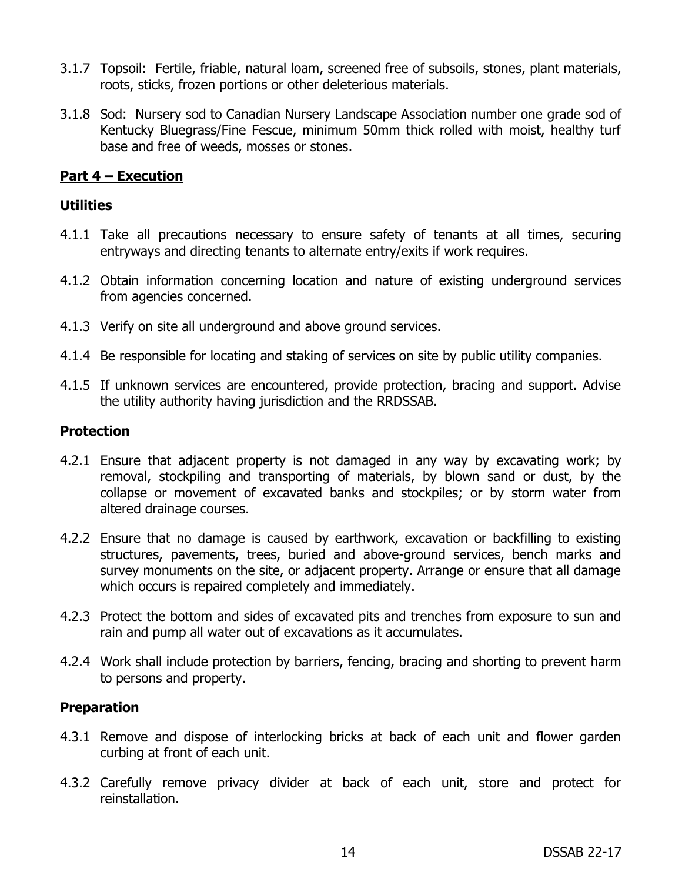3.1.7 Topsoil: Fertile, friable, natural loam, screened free of subsoils, stones, plant materials, roots, sticks, frozen portions or other deleterious materials.

3.1.8 Sod: Nursery sod to Canadian Nursery Landscape Association number one grade sod of Kentucky Bluegrass/Fine Fescue, minimum 50mm thick rolled with moist, healthy turf base and free of weeds, mosses or stones.

## Part 4 – Execution

### Utilities

4.1.1 Take all precautions necessary to ensure safety of tenants at all times, securing entryways and directing tenants to alternate entry/exits if work requires.

4.1.2 Obtain information concerning location and nature of existing underground services from agencies concerned.

4.1.3 Verify on site all underground and above ground services.

4.1.4 Be responsible for locating and staking of services on site by public utility companies.

4.1.5 If unknown services are encountered, provide protection, bracing and support. Advise the utility authority having jurisdiction and the RRDSSAB.

### Protection

4.2.1 Ensure that adjacent property is not damaged in any way by excavating work; by removal, stockpiling and transporting of materials, by blown sand or dust, by the collapse or movement of excavated banks and stockpiles; or by storm water from altered drainage courses.

4.2.2 Ensure that no damage is caused by earthwork, excavation or backfilling to existing structures, pavements, trees, buried and above-ground services, bench marks and survey monuments on the site, or adjacent property. Arrange or ensure that all damage which occurs is repaired completely and immediately.

4.2.3 Protect the bottom and sides of excavated pits and trenches from exposure to sun and rain and pump all water out of excavations as it accumulates.

4.2.4 Work shall include protection by barriers, fencing, bracing and shorting to prevent harm to persons and property.

### Preparation

4.3.1 Remove and dispose of interlocking bricks at back of each unit and flower garden curbing at front of each unit.

4.3.2 Carefully remove privacy divider at back of each unit, store and protect for reinstallation.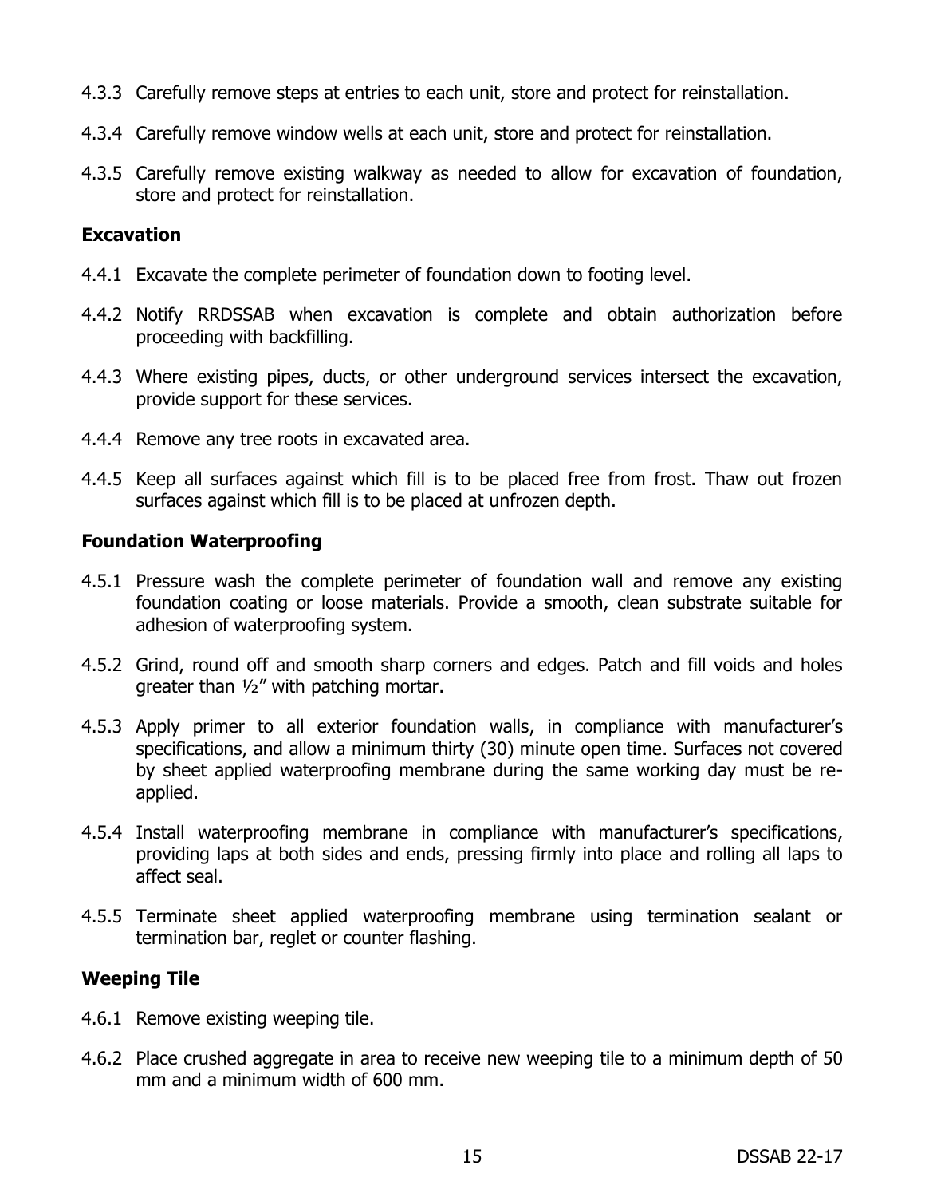4.3.3 Carefully remove steps at entries to each unit, store and protect for reinstallation.

4.3.4 Carefully remove window wells at each unit, store and protect for reinstallation.

4.3.5 Carefully remove existing walkway as needed to allow for excavation of foundation, store and protect for reinstallation.

**Excavation**

4.4.1 Excavate the complete perimeter of foundation down to footing level.

4.4.2 Notify RRDSSAB when excavation is complete and obtain authorization before proceeding with backfilling.

4.4.3 Where existing pipes, ducts, or other underground services intersect the excavation, provide support for these services.

4.4.4 Remove any tree roots in excavated area.

4.4.5 Keep all surfaces against which fill is to be placed free from frost. Thaw out frozen surfaces against which fill is to be placed at unfrozen depth.

**Foundation Waterproofing**

4.5.1 Pressure wash the complete perimeter of foundation wall and remove any existing foundation coating or loose materials. Provide a smooth, clean substrate suitable for adhesion of waterproofing system.

4.5.2 Grind, round off and smooth sharp corners and edges. Patch and fill voids and holes greater than ½" with patching mortar.

4.5.3 Apply primer to all exterior foundation walls, in compliance with manufacturer's specifications, and allow a minimum thirty (30) minute open time. Surfaces not covered by sheet applied waterproofing membrane during the same working day must be re-applied.

4.5.4 Install waterproofing membrane in compliance with manufacturer's specifications, providing laps at both sides and ends, pressing firmly into place and rolling all laps to affect seal.

4.5.5 Terminate sheet applied waterproofing membrane using termination sealant or termination bar, reglet or counter flashing.

**Weeping Tile**

4.6.1 Remove existing weeping tile.

4.6.2 Place crushed aggregate in area to receive new weeping tile to a minimum depth of 50 mm and a minimum width of 600 mm.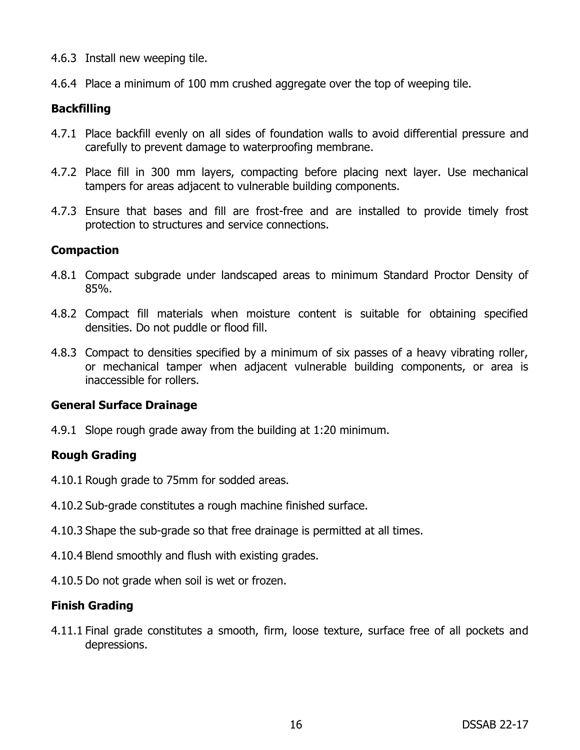4.6.3 Install new weeping tile.

4.6.4 Place a minimum of 100 mm crushed aggregate over the top of weeping tile.

**Backfilling**

4.7.1 Place backfill evenly on all sides of foundation walls to avoid differential pressure and carefully to prevent damage to waterproofing membrane.

4.7.2 Place fill in 300 mm layers, compacting before placing next layer. Use mechanical tampers for areas adjacent to vulnerable building components.

4.7.3 Ensure that bases and fill are frost-free and are installed to provide timely frost protection to structures and service connections.

**Compaction**

4.8.1 Compact subgrade under landscaped areas to minimum Standard Proctor Density of 85%.

4.8.2 Compact fill materials when moisture content is suitable for obtaining specified densities. Do not puddle or flood fill.

4.8.3 Compact to densities specified by a minimum of six passes of a heavy vibrating roller, or mechanical tamper when adjacent vulnerable building components, or area is inaccessible for rollers.

**General Surface Drainage**

4.9.1 Slope rough grade away from the building at 1:20 minimum.

**Rough Grading**

4.10.1 Rough grade to 75mm for sodded areas.

4.10.2 Sub-grade constitutes a rough machine finished surface.

4.10.3 Shape the sub-grade so that free drainage is permitted at all times.

4.10.4 Blend smoothly and flush with existing grades.

4.10.5 Do not grade when soil is wet or frozen.

**Finish Grading**

4.11.1 Final grade constitutes a smooth, firm, loose texture, surface free of all pockets and depressions.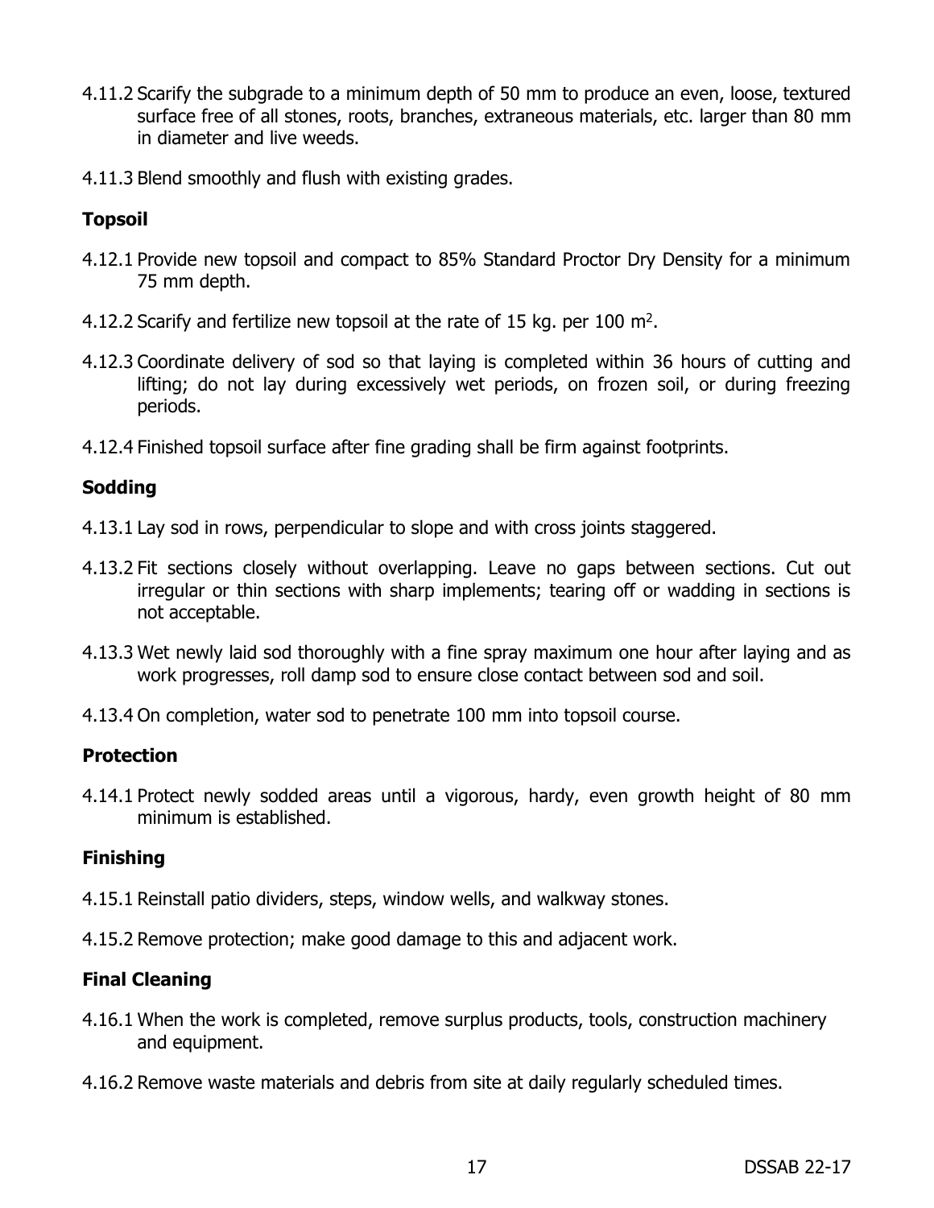4.11.2 Scarify the subgrade to a minimum depth of 50 mm to produce an even, loose, textured surface free of all stones, roots, branches, extraneous materials, etc. larger than 80 mm in diameter and live weeds.

4.11.3 Blend smoothly and flush with existing grades.

**Topsoil**

4.12.1 Provide new topsoil and compact to 85% Standard Proctor Dry Density for a minimum 75 mm depth.

4.12.2 Scarify and fertilize new topsoil at the rate of 15 kg. per 100 $m^2$.

4.12.3 Coordinate delivery of sod so that laying is completed within 36 hours of cutting and lifting; do not lay during excessively wet periods, on frozen soil, or during freezing periods.

4.12.4 Finished topsoil surface after fine grading shall be firm against footprints.

**Sodding**

4.13.1 Lay sod in rows, perpendicular to slope and with cross joints staggered.

4.13.2 Fit sections closely without overlapping. Leave no gaps between sections. Cut out irregular or thin sections with sharp implements; tearing off or wadding in sections is not acceptable.

4.13.3 Wet newly laid sod thoroughly with a fine spray maximum one hour after laying and as work progresses, roll damp sod to ensure close contact between sod and soil.

4.13.4 On completion, water sod to penetrate 100 mm into topsoil course.

**Protection**

4.14.1 Protect newly sodded areas until a vigorous, hardy, even growth height of 80 mm minimum is established.

**Finishing**

4.15.1 Reinstall patio dividers, steps, window wells, and walkway stones.

4.15.2 Remove protection; make good damage to this and adjacent work.

**Final Cleaning**

4.16.1 When the work is completed, remove surplus products, tools, construction machinery and equipment.

4.16.2 Remove waste materials and debris from site at daily regularly scheduled times.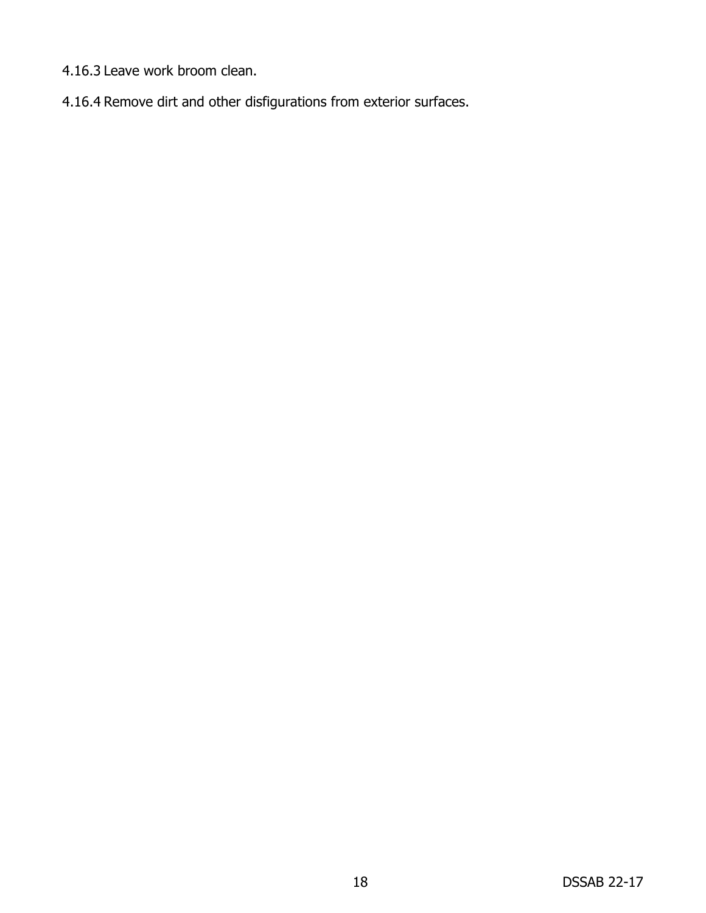4.16.3 Leave work broom clean.

4.16.4 Remove dirt and other disfigurations from exterior surfaces.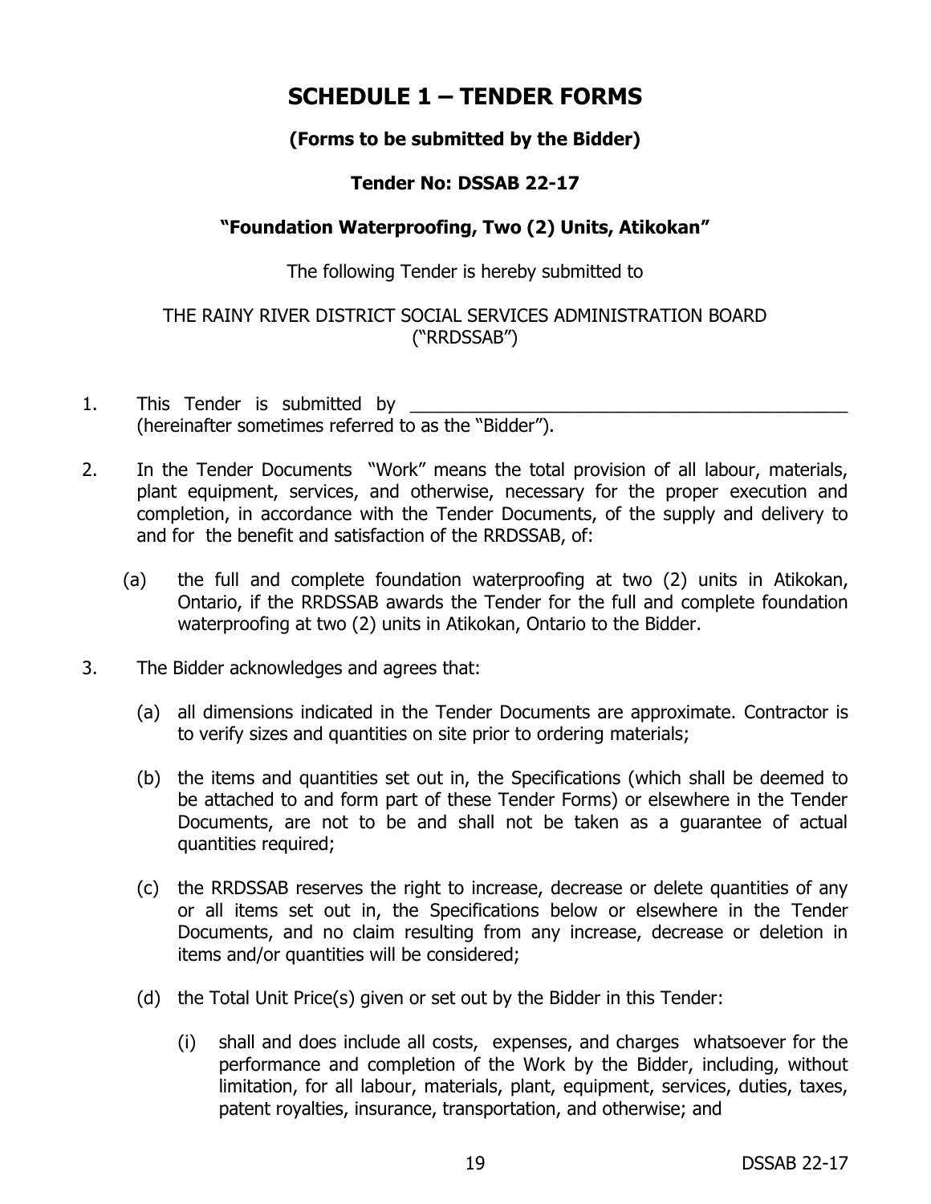# SCHEDULE 1 – TENDER FORMS

**(Forms to be submitted by the Bidder)**

**Tender No: DSSAB 22-17**

**"Foundation Waterproofing, Two (2) Units, Atikokan"**

The following Tender is hereby submitted to

THE RAINY RIVER DISTRICT SOCIAL SERVICES ADMINISTRATION BOARD ("RRDSSAB")

1. This Tender is submitted by _____________________________________________ (hereinafter sometimes referred to as the "Bidder").

2. In the Tender Documents "Work" means the total provision of all labour, materials, plant equipment, services, and otherwise, necessary for the proper execution and completion, in accordance with the Tender Documents, of the supply and delivery to and for the benefit and satisfaction of the RRDSSAB, of:

   (a) the full and complete foundation waterproofing at two (2) units in Atikokan, Ontario, if the RRDSSAB awards the Tender for the full and complete foundation waterproofing at two (2) units in Atikokan, Ontario to the Bidder.

3. The Bidder acknowledges and agrees that:

   (a) all dimensions indicated in the Tender Documents are approximate. Contractor is to verify sizes and quantities on site prior to ordering materials;

   (b) the items and quantities set out in, the Specifications (which shall be deemed to be attached to and form part of these Tender Forms) or elsewhere in the Tender Documents, are not to be and shall not be taken as a guarantee of actual quantities required;

   (c) the RRDSSAB reserves the right to increase, decrease or delete quantities of any or all items set out in, the Specifications below or elsewhere in the Tender Documents, and no claim resulting from any increase, decrease or deletion in items and/or quantities will be considered;

   (d) the Total Unit Price(s) given or set out by the Bidder in this Tender:

      (i) shall and does include all costs, expenses, and charges whatsoever for the performance and completion of the Work by the Bidder, including, without limitation, for all labour, materials, plant, equipment, services, duties, taxes, patent royalties, insurance, transportation, and otherwise; and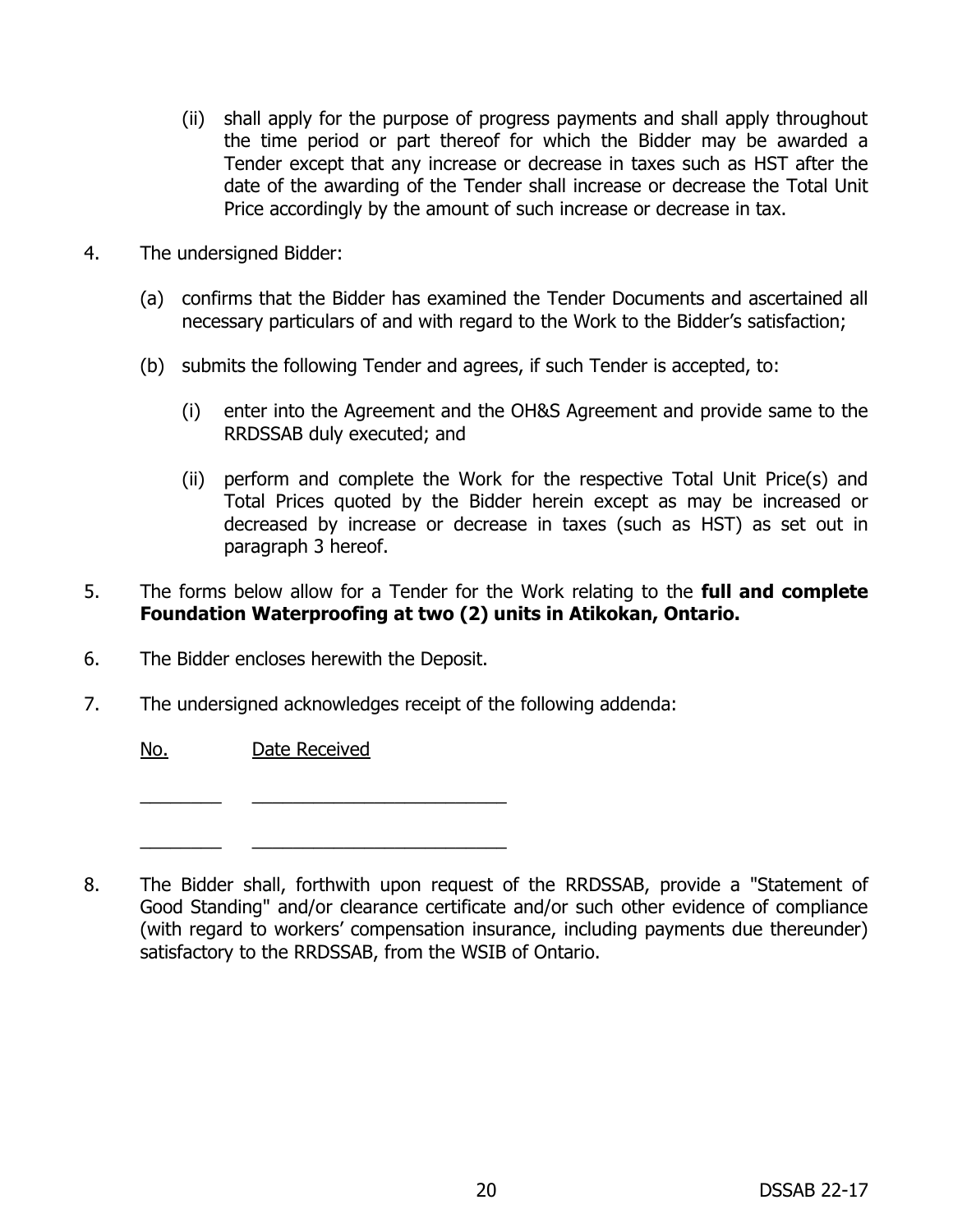(ii) shall apply for the purpose of progress payments and shall apply throughout the time period or part thereof for which the Bidder may be awarded a Tender except that any increase or decrease in taxes such as HST after the date of the awarding of the Tender shall increase or decrease the Total Unit Price accordingly by the amount of such increase or decrease in tax.

4. The undersigned Bidder:

   (a) confirms that the Bidder has examined the Tender Documents and ascertained all necessary particulars of and with regard to the Work to the Bidder's satisfaction;

   (b) submits the following Tender and agrees, if such Tender is accepted, to:

      (i) enter into the Agreement and the OH&S Agreement and provide same to the RRDSSAB duly executed; and

      (ii) perform and complete the Work for the respective Total Unit Price(s) and Total Prices quoted by the Bidder herein except as may be increased or decreased by increase or decrease in taxes (such as HST) as set out in paragraph 3 hereof.

5. The forms below allow for a Tender for the Work relating to the **full and complete Foundation Waterproofing at two (2) units in Atikokan, Ontario.**

6. The Bidder encloses herewith the Deposit.

7. The undersigned acknowledges receipt of the following addenda:

   No. &nbsp;&nbsp;&nbsp;&nbsp; Date Received

   ________ &nbsp;&nbsp;&nbsp;&nbsp; _________________________

   ________ &nbsp;&nbsp;&nbsp;&nbsp; _________________________

8. The Bidder shall, forthwith upon request of the RRDSSAB, provide a "Statement of Good Standing" and/or clearance certificate and/or such other evidence of compliance (with regard to workers' compensation insurance, including payments due thereunder) satisfactory to the RRDSSAB, from the WSIB of Ontario.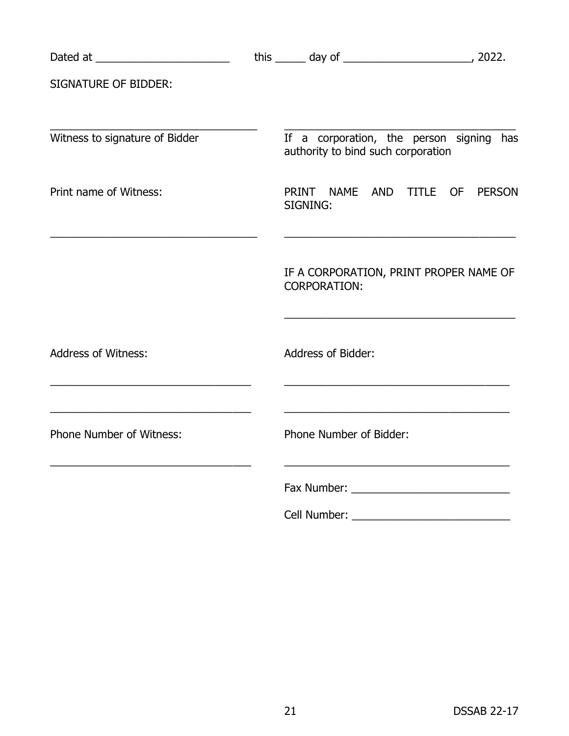Dated at ______________________ this _____ day of _____________________, 2022.

SIGNATURE OF BIDDER:

| | |
|---|---|
| ___________________________________ | ___________________________________ |
| Witness to signature of Bidder | If a corporation, the person signing has authority to bind such corporation |
| Print name of Witness: | PRINT NAME AND TITLE OF PERSON SIGNING: |
| ___________________________________ | ___________________________________ |
| | IF A CORPORATION, PRINT PROPER NAME OF CORPORATION: |
| | ___________________________________ |
| Address of Witness: | Address of Bidder: |
| ___________________________________ | ___________________________________ |
| ___________________________________ | ___________________________________ |
| Phone Number of Witness: | Phone Number of Bidder: |
| ___________________________________ | ___________________________________ |
| | Fax Number: __________________________ |
| | Cell Number: __________________________ |

DSSAB 22-17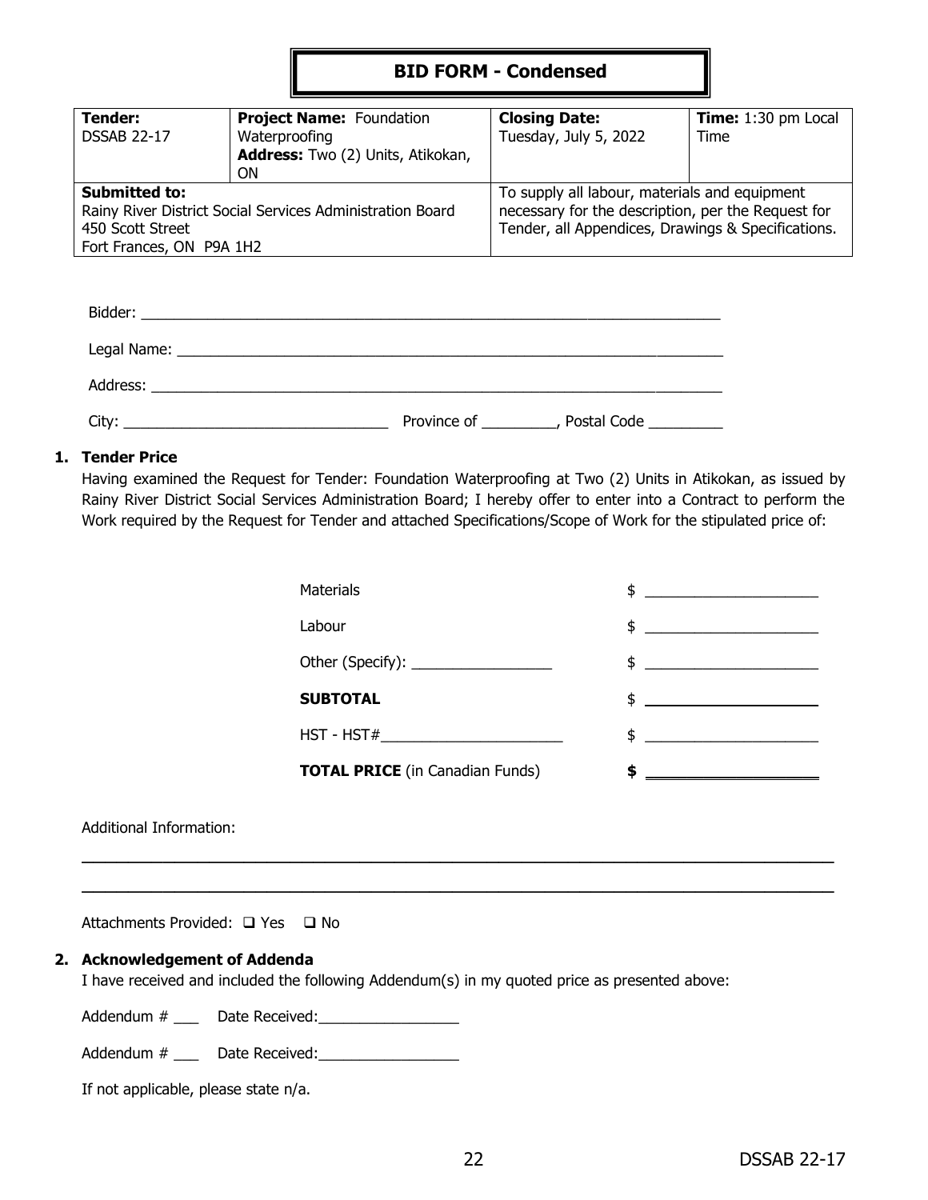# BID FORM - Condensed

| **Tender:** DSSAB 22-17 | **Project Name:** Foundation Waterproofing **Address:** Two (2) Units, Atikokan, ON | **Closing Date:** Tuesday, July 5, 2022 | **Time:** 1:30 pm Local Time |
|---|---|---|---|
| **Submitted to:** Rainy River District Social Services Administration Board 450 Scott Street Fort Frances, ON P9A 1H2 | | To supply all labour, materials and equipment necessary for the description, per the Request for Tender, all Appendices, Drawings & Specifications. | |

Bidder: ___________________________________________________________________________

Legal Name: _______________________________________________________________________

Address: __________________________________________________________________________

City: _________________________________ Province of _________, Postal Code _________

**1. Tender Price**

Having examined the Request for Tender: Foundation Waterproofing at Two (2) Units in Atikokan, as issued by Rainy River District Social Services Administration Board; I hereby offer to enter into a Contract to perform the Work required by the Request for Tender and attached Specifications/Scope of Work for the stipulated price of:

| | |
|---|---|
| Materials | $ ____________________ |
| Labour | $ ____________________ |
| Other (Specify): _________________ | $ ____________________ |
| **SUBTOTAL** | $ ____________________ |
| HST - HST#______________________ | $ ____________________ |
| **TOTAL PRICE** (in Canadian Funds) | **$** ____________________ |

Additional Information:

_____________________________________________________________________________________

_____________________________________________________________________________________

Attachments Provided: ☐ Yes ☐ No

**2. Acknowledgement of Addenda**

I have received and included the following Addendum(s) in my quoted price as presented above:

Addendum # ___ Date Received:_________________

Addendum # ___ Date Received:_________________

If not applicable, please state n/a.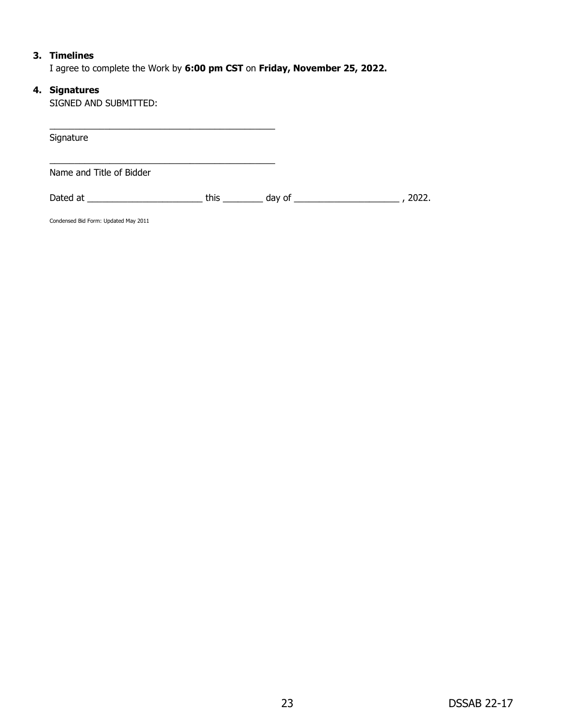3. **Timelines**

   I agree to complete the Work by **6:00 pm CST** on **Friday, November 25, 2022.**

4. **Signatures**

   SIGNED AND SUBMITTED:

   _____________________________________________

   Signature

   _____________________________________________

   Name and Title of Bidder

   Dated at ______________________ this ________ day of ____________________ , 2022.

   Condensed Bid Form: Updated May 2011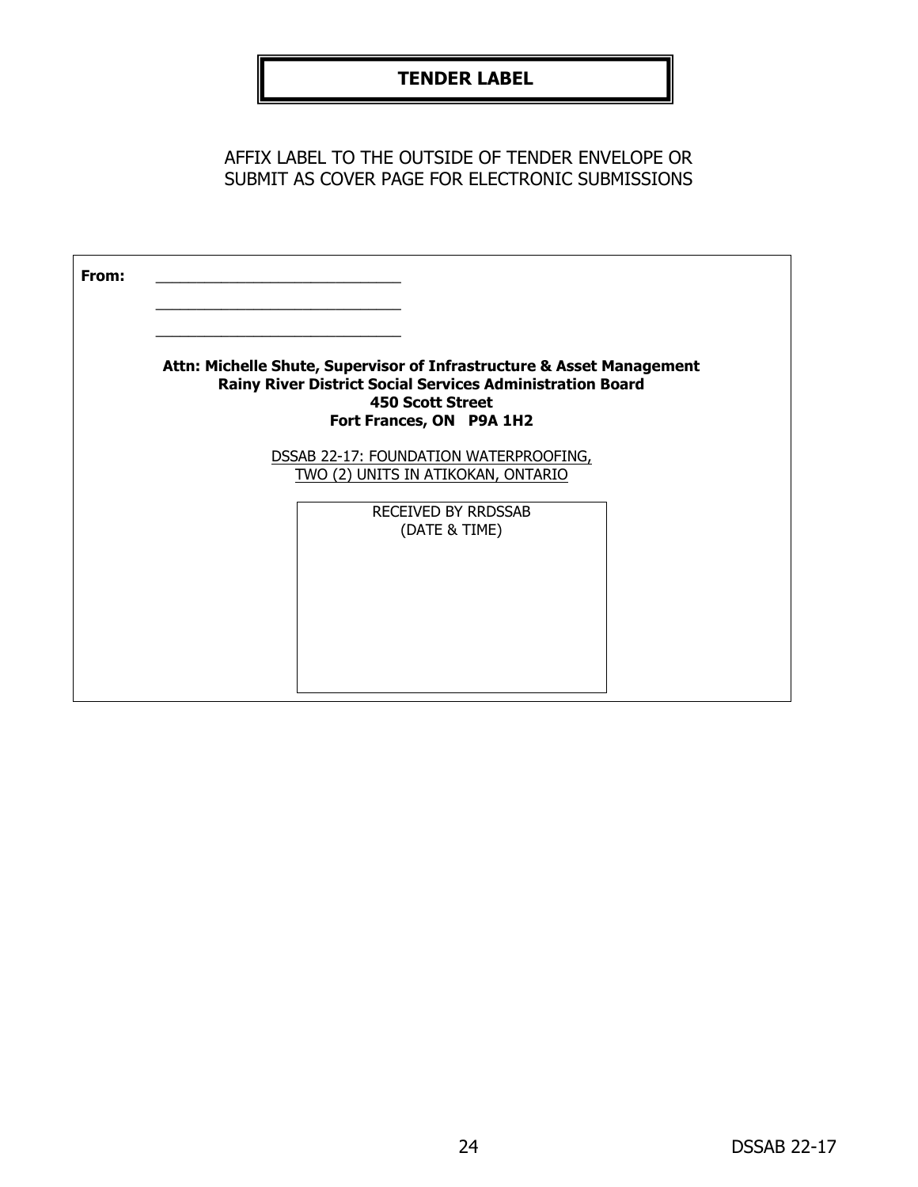# TENDER LABEL

AFFIX LABEL TO THE OUTSIDE OF TENDER ENVELOPE OR
SUBMIT AS COVER PAGE FOR ELECTRONIC SUBMISSIONS

**From:** ______________________________

______________________________

______________________________

**Attn: Michelle Shute, Supervisor of Infrastructure & Asset Management**
**Rainy River District Social Services Administration Board**
**450 Scott Street**
**Fort Frances, ON P9A 1H2**

DSSAB 22-17: FOUNDATION WATERPROOFING,
TWO (2) UNITS IN ATIKOKAN, ONTARIO

RECEIVED BY RRDSSAB
(DATE & TIME)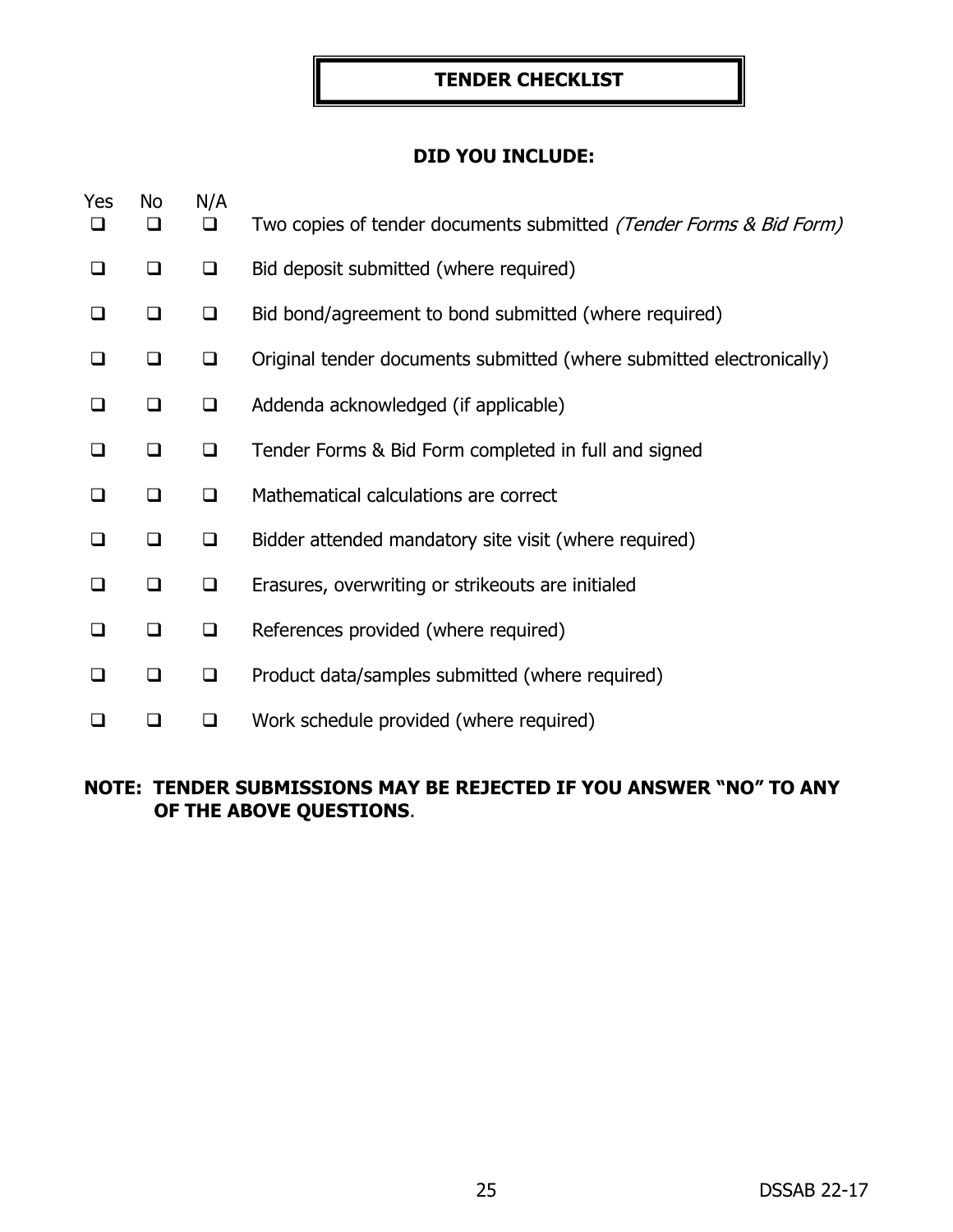# TENDER CHECKLIST

## DID YOU INCLUDE:

| Yes | No | N/A | |
|---|---|---|---|
| ❑ | ❑ | ❑ | Two copies of tender documents submitted *(Tender Forms & Bid Form)* |
| ❑ | ❑ | ❑ | Bid deposit submitted (where required) |
| ❑ | ❑ | ❑ | Bid bond/agreement to bond submitted (where required) |
| ❑ | ❑ | ❑ | Original tender documents submitted (where submitted electronically) |
| ❑ | ❑ | ❑ | Addenda acknowledged (if applicable) |
| ❑ | ❑ | ❑ | Tender Forms & Bid Form completed in full and signed |
| ❑ | ❑ | ❑ | Mathematical calculations are correct |
| ❑ | ❑ | ❑ | Bidder attended mandatory site visit (where required) |
| ❑ | ❑ | ❑ | Erasures, overwriting or strikeouts are initialed |
| ❑ | ❑ | ❑ | References provided (where required) |
| ❑ | ❑ | ❑ | Product data/samples submitted (where required) |
| ❑ | ❑ | ❑ | Work schedule provided (where required) |

**NOTE: TENDER SUBMISSIONS MAY BE REJECTED IF YOU ANSWER "NO" TO ANY OF THE ABOVE QUESTIONS**.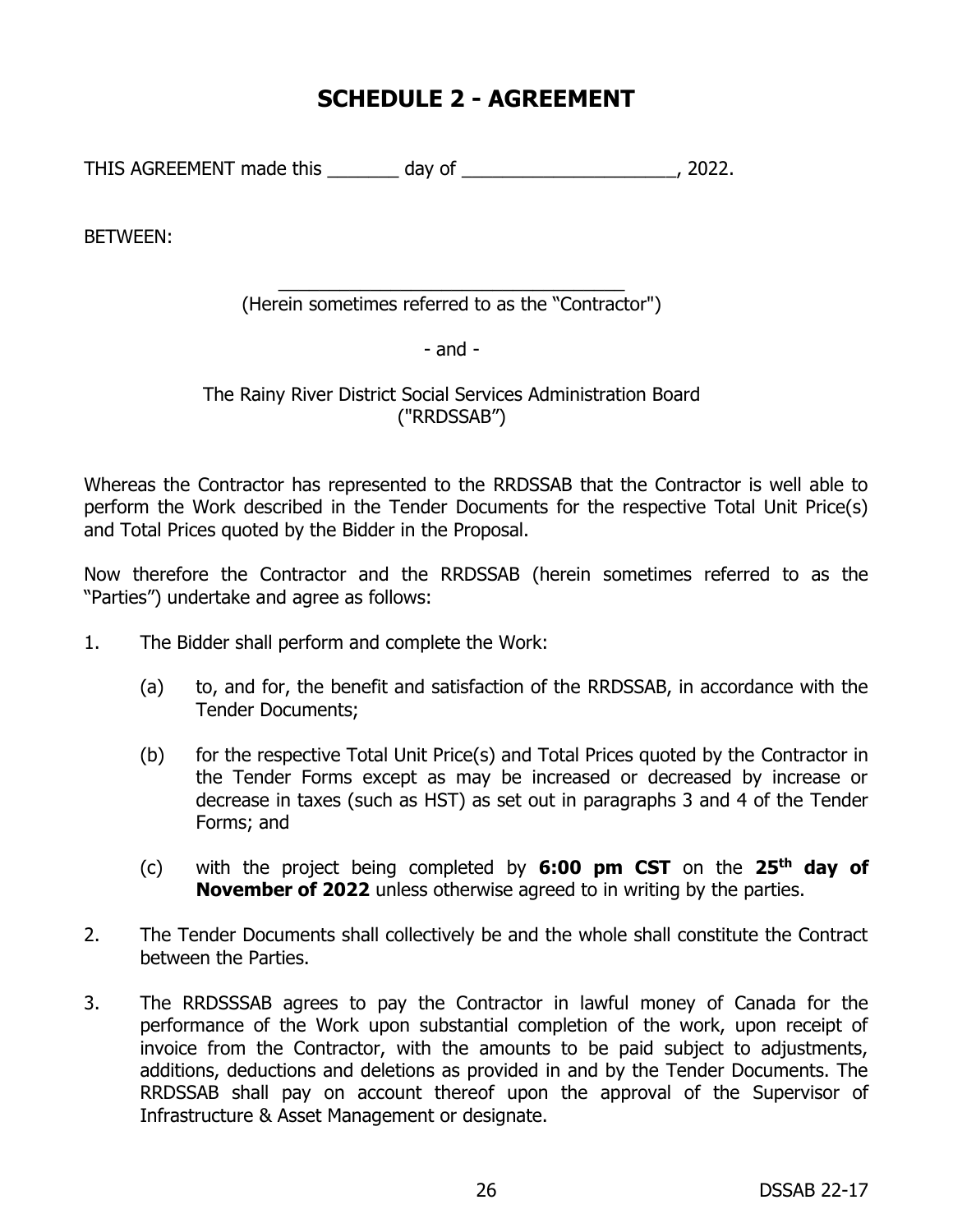# SCHEDULE 2 - AGREEMENT

THIS AGREEMENT made this _______ day of _____________________, 2022.

BETWEEN:

__________________________________

(Herein sometimes referred to as the "Contractor")

\- and -

The Rainy River District Social Services Administration Board ("RRDSSAB")

Whereas the Contractor has represented to the RRDSSAB that the Contractor is well able to perform the Work described in the Tender Documents for the respective Total Unit Price(s) and Total Prices quoted by the Bidder in the Proposal.

Now therefore the Contractor and the RRDSSAB (herein sometimes referred to as the "Parties") undertake and agree as follows:

1. The Bidder shall perform and complete the Work:

    (a) to, and for, the benefit and satisfaction of the RRDSSAB, in accordance with the Tender Documents;

    (b) for the respective Total Unit Price(s) and Total Prices quoted by the Contractor in the Tender Forms except as may be increased or decreased by increase or decrease in taxes (such as HST) as set out in paragraphs 3 and 4 of the Tender Forms; and

    (c) with the project being completed by **6:00 pm CST** on the **25th day of November of 2022** unless otherwise agreed to in writing by the parties.

2. The Tender Documents shall collectively be and the whole shall constitute the Contract between the Parties.

3. The RRDSSSAB agrees to pay the Contractor in lawful money of Canada for the performance of the Work upon substantial completion of the work, upon receipt of invoice from the Contractor, with the amounts to be paid subject to adjustments, additions, deductions and deletions as provided in and by the Tender Documents. The RRDSSAB shall pay on account thereof upon the approval of the Supervisor of Infrastructure & Asset Management or designate.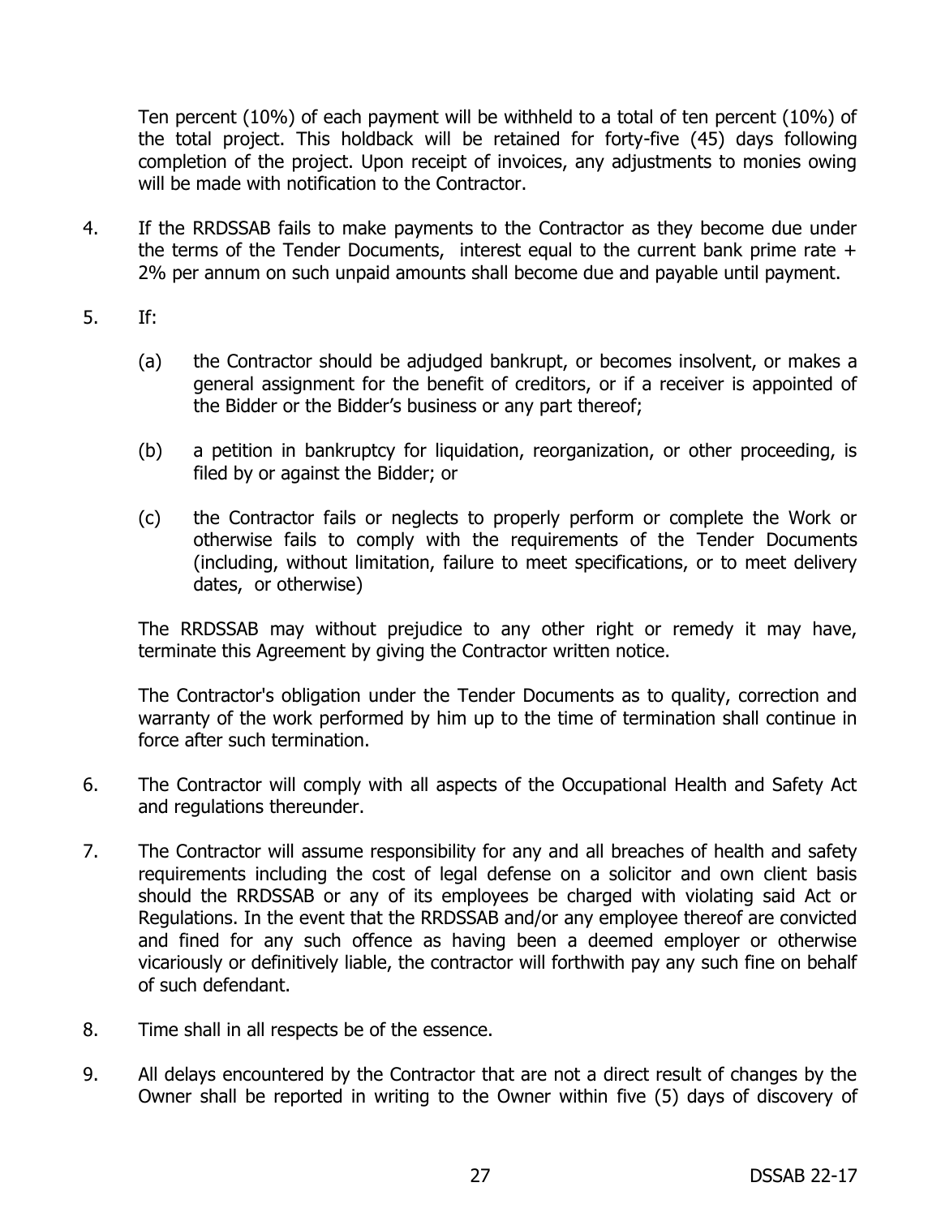Ten percent (10%) of each payment will be withheld to a total of ten percent (10%) of the total project. This holdback will be retained for forty-five (45) days following completion of the project. Upon receipt of invoices, any adjustments to monies owing will be made with notification to the Contractor.

4. If the RRDSSAB fails to make payments to the Contractor as they become due under the terms of the Tender Documents, interest equal to the current bank prime rate + 2% per annum on such unpaid amounts shall become due and payable until payment.

5. If:

   (a) the Contractor should be adjudged bankrupt, or becomes insolvent, or makes a general assignment for the benefit of creditors, or if a receiver is appointed of the Bidder or the Bidder's business or any part thereof;

   (b) a petition in bankruptcy for liquidation, reorganization, or other proceeding, is filed by or against the Bidder; or

   (c) the Contractor fails or neglects to properly perform or complete the Work or otherwise fails to comply with the requirements of the Tender Documents (including, without limitation, failure to meet specifications, or to meet delivery dates, or otherwise)

   The RRDSSAB may without prejudice to any other right or remedy it may have, terminate this Agreement by giving the Contractor written notice.

   The Contractor's obligation under the Tender Documents as to quality, correction and warranty of the work performed by him up to the time of termination shall continue in force after such termination.

6. The Contractor will comply with all aspects of the Occupational Health and Safety Act and regulations thereunder.

7. The Contractor will assume responsibility for any and all breaches of health and safety requirements including the cost of legal defense on a solicitor and own client basis should the RRDSSAB or any of its employees be charged with violating said Act or Regulations. In the event that the RRDSSAB and/or any employee thereof are convicted and fined for any such offence as having been a deemed employer or otherwise vicariously or definitively liable, the contractor will forthwith pay any such fine on behalf of such defendant.

8. Time shall in all respects be of the essence.

9. All delays encountered by the Contractor that are not a direct result of changes by the Owner shall be reported in writing to the Owner within five (5) days of discovery of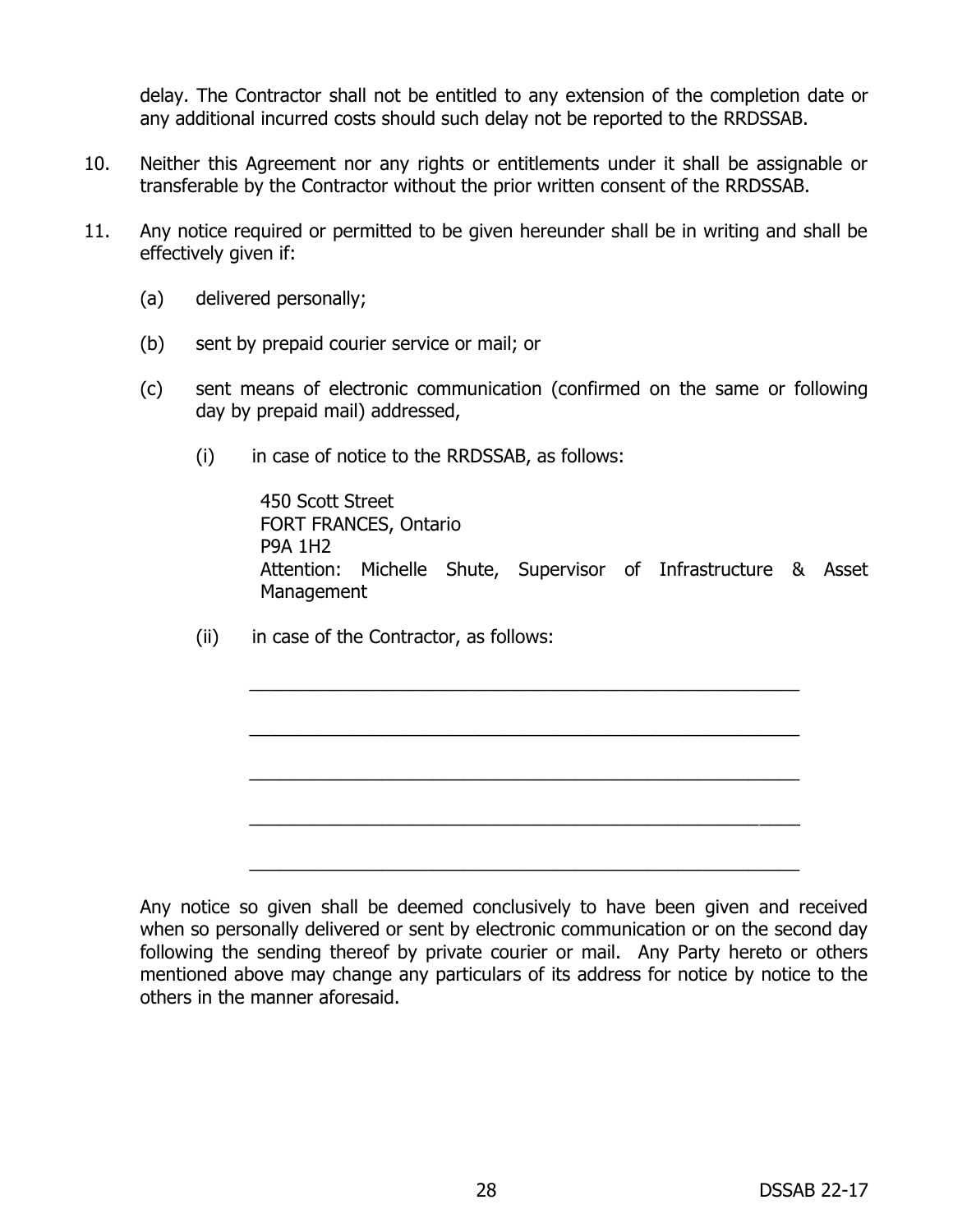delay. The Contractor shall not be entitled to any extension of the completion date or any additional incurred costs should such delay not be reported to the RRDSSAB.

10. Neither this Agreement nor any rights or entitlements under it shall be assignable or transferable by the Contractor without the prior written consent of the RRDSSAB.

11. Any notice required or permitted to be given hereunder shall be in writing and shall be effectively given if:

    (a) delivered personally;

    (b) sent by prepaid courier service or mail; or

    (c) sent means of electronic communication (confirmed on the same or following day by prepaid mail) addressed,

        (i) in case of notice to the RRDSSAB, as follows:

            450 Scott Street
            FORT FRANCES, Ontario
            P9A 1H2
            Attention: Michelle Shute, Supervisor of Infrastructure & Asset Management

        (ii) in case of the Contractor, as follows:

            ____________________________________________________

            ____________________________________________________

            ____________________________________________________

            ____________________________________________________

            ____________________________________________________

    Any notice so given shall be deemed conclusively to have been given and received when so personally delivered or sent by electronic communication or on the second day following the sending thereof by private courier or mail. Any Party hereto or others mentioned above may change any particulars of its address for notice by notice to the others in the manner aforesaid.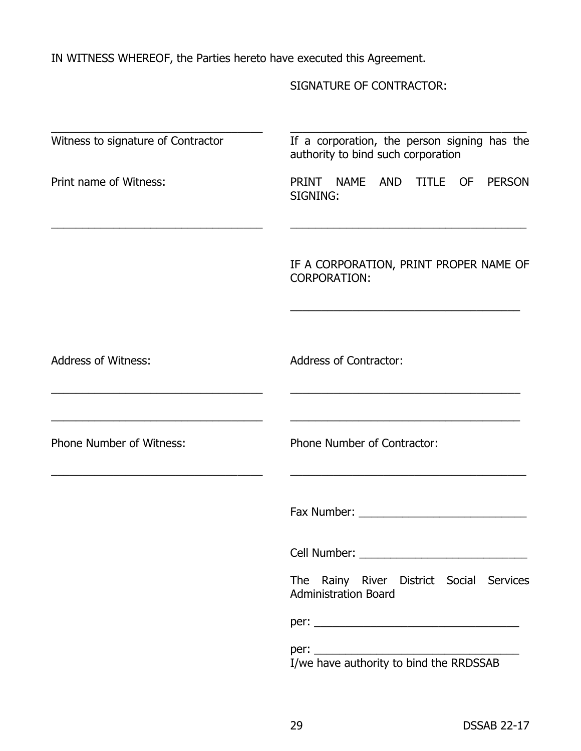IN WITNESS WHEREOF, the Parties hereto have executed this Agreement.

| | SIGNATURE OF CONTRACTOR: |
|---|---|
| ___________________________________ | ___________________________________ |
| Witness to signature of Contractor | If a corporation, the person signing has the authority to bind such corporation |
| Print name of Witness: | PRINT NAME AND TITLE OF PERSON SIGNING: |
| ___________________________________ | ___________________________________ |
| | IF A CORPORATION, PRINT PROPER NAME OF CORPORATION: |
| | ___________________________________ |
| Address of Witness: | Address of Contractor: |
| ___________________________________ | ___________________________________ |
| ___________________________________ | ___________________________________ |
| Phone Number of Witness: | Phone Number of Contractor: |
| ___________________________________ | ___________________________________ |
| | Fax Number: ___________________________ |
| | Cell Number: ___________________________ |
| | The Rainy River District Social Services Administration Board |
| | per: ________________________________ |
| | per: ________________________________ |
| | I/we have authority to bind the RRDSSAB |

DSSAB 22-17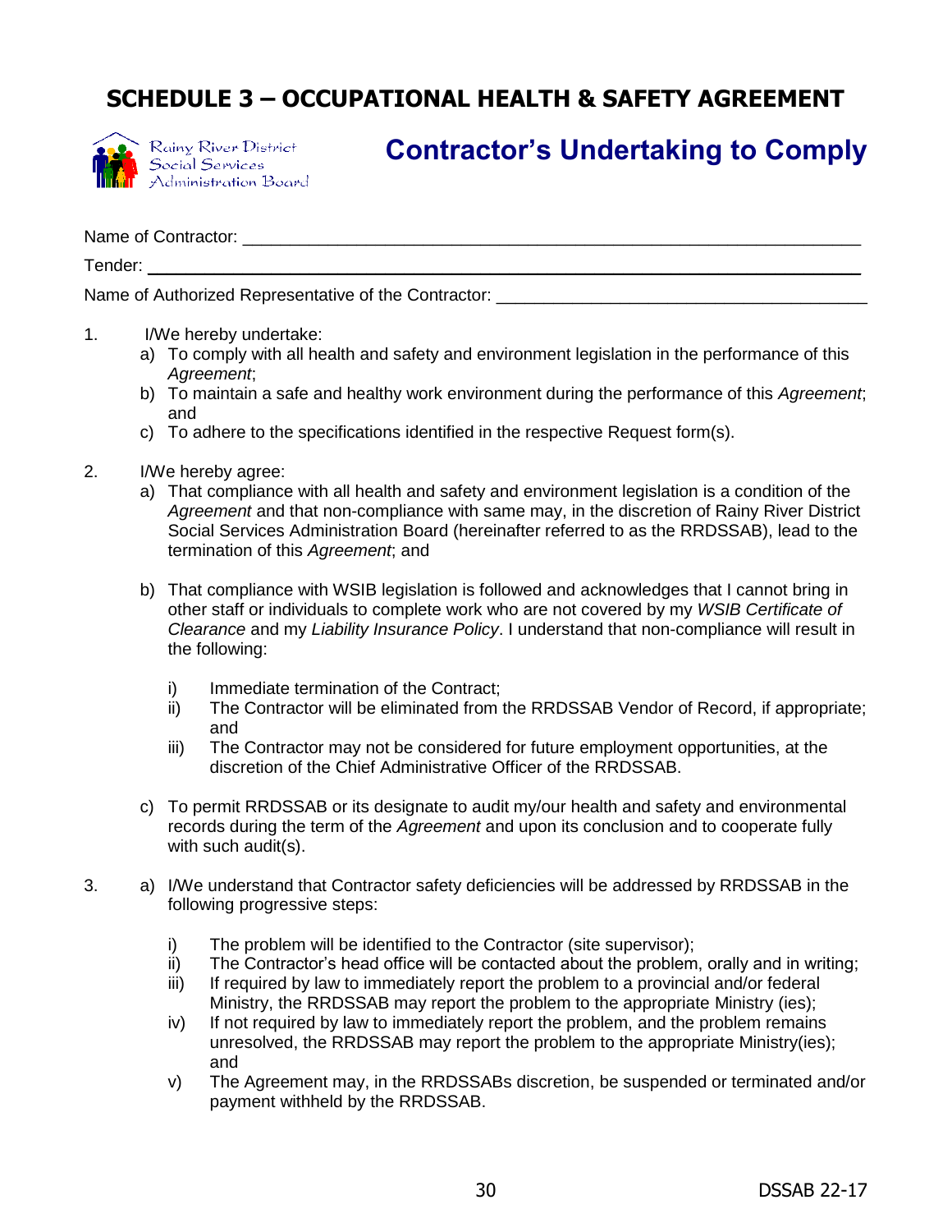# SCHEDULE 3 – OCCUPATIONAL HEALTH & SAFETY AGREEMENT

Rainy River District Social Services Administration Board

## Contractor's Undertaking to Comply

Name of Contractor: ______________________________________________

Tender: ______________________________________________

Name of Authorized Representative of the Contractor: ______________________________

1. I/We hereby undertake:
   a) To comply with all health and safety and environment legislation in the performance of this *Agreement*;
   b) To maintain a safe and healthy work environment during the performance of this *Agreement*; and
   c) To adhere to the specifications identified in the respective Request form(s).

2. I/We hereby agree:
   a) That compliance with all health and safety and environment legislation is a condition of the *Agreement* and that non-compliance with same may, in the discretion of Rainy River District Social Services Administration Board (hereinafter referred to as the RRDSSAB), lead to the termination of this *Agreement*; and

   b) That compliance with WSIB legislation is followed and acknowledges that I cannot bring in other staff or individuals to complete work who are not covered by my *WSIB Certificate of Clearance* and my *Liability Insurance Policy*. I understand that non-compliance will result in the following:

      i) Immediate termination of the Contract;
      ii) The Contractor will be eliminated from the RRDSSAB Vendor of Record, if appropriate; and
      iii) The Contractor may not be considered for future employment opportunities, at the discretion of the Chief Administrative Officer of the RRDSSAB.

   c) To permit RRDSSAB or its designate to audit my/our health and safety and environmental records during the term of the *Agreement* and upon its conclusion and to cooperate fully with such audit(s).

3. a) I/We understand that Contractor safety deficiencies will be addressed by RRDSSAB in the following progressive steps:

      i) The problem will be identified to the Contractor (site supervisor);
      ii) The Contractor's head office will be contacted about the problem, orally and in writing;
      iii) If required by law to immediately report the problem to a provincial and/or federal Ministry, the RRDSSAB may report the problem to the appropriate Ministry (ies);
      iv) If not required by law to immediately report the problem, and the problem remains unresolved, the RRDSSAB may report the problem to the appropriate Ministry(ies); and
      v) The Agreement may, in the RRDSSABs discretion, be suspended or terminated and/or payment withheld by the RRDSSAB.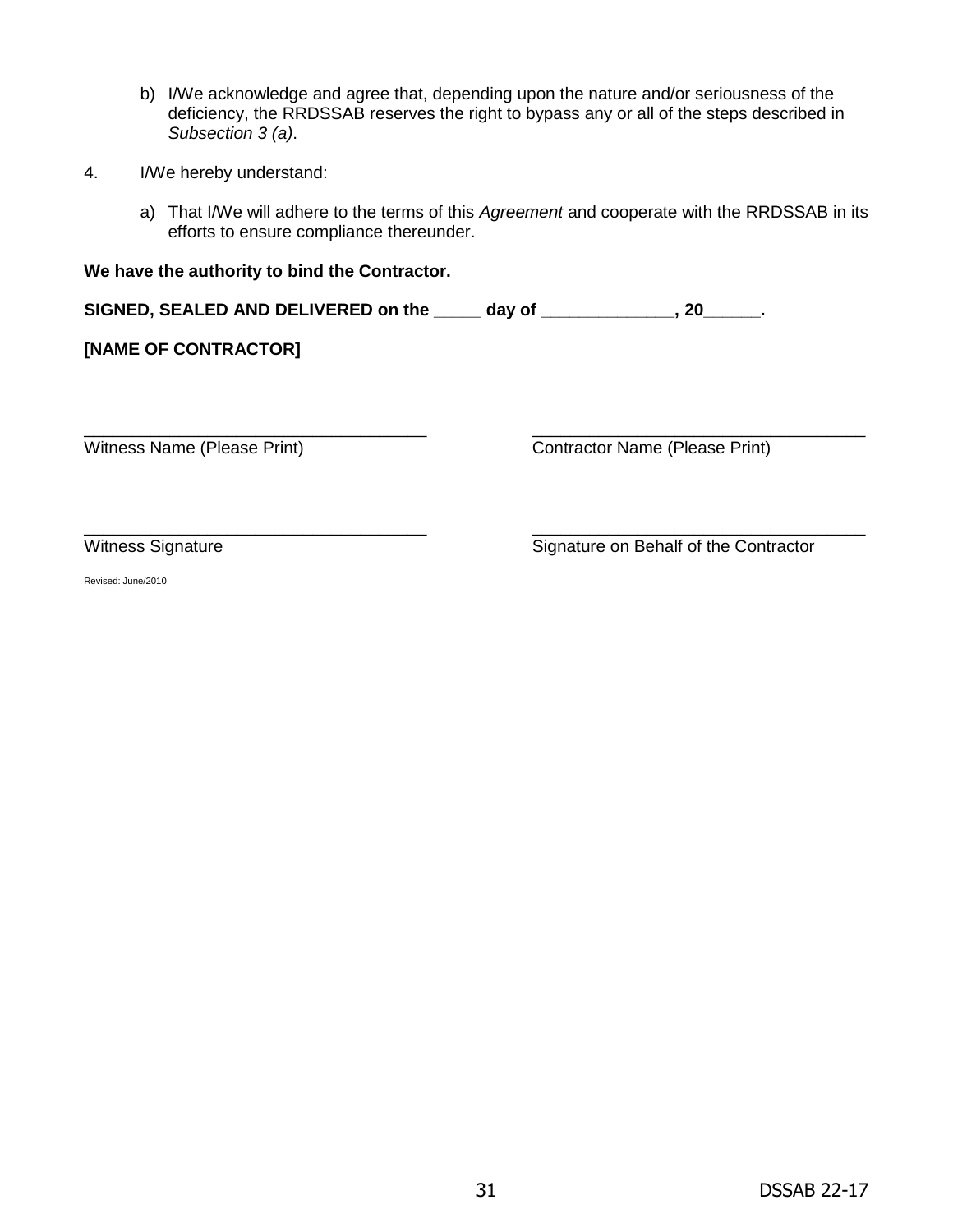b) I/We acknowledge and agree that, depending upon the nature and/or seriousness of the deficiency, the RRDSSAB reserves the right to bypass any or all of the steps described in *Subsection 3 (a)*.

4. I/We hereby understand:

   a) That I/We will adhere to the terms of this *Agreement* and cooperate with the RRDSSAB in its efforts to ensure compliance thereunder.

**We have the authority to bind the Contractor.**

**SIGNED, SEALED AND DELIVERED on the _____ day of ______________, 20______.**

**[NAME OF CONTRACTOR]**

| | |
|---|---|
| ___________________________________ | ___________________________________ |
| Witness Name (Please Print) | Contractor Name (Please Print) |
| ___________________________________ | ___________________________________ |
| Witness Signature | Signature on Behalf of the Contractor |

Revised: June/2010

DSSAB 22-17